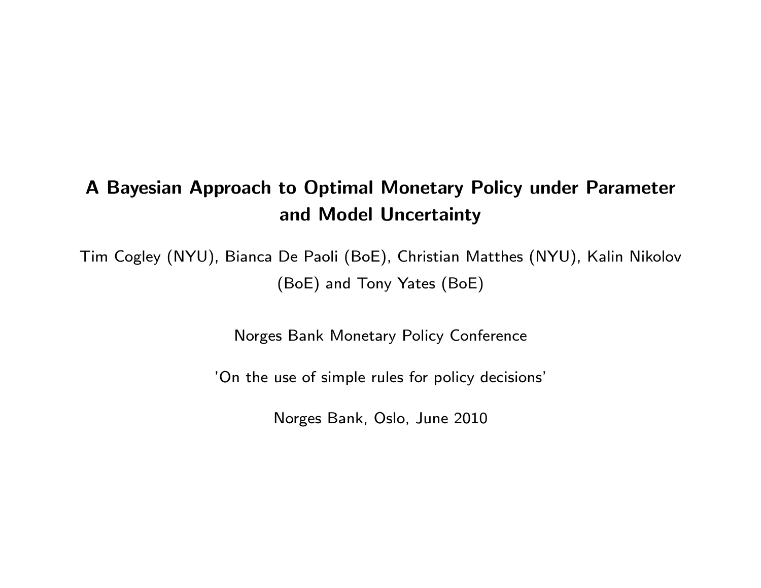# A Bayesian Approach to Optimal Monetary Policy under Parameter and Model Uncertainty

Tim Cogley (NYU), Bianca De Paoli (BoE), Christian Matthes (NYU), Kalin Nikolov (BoE) and Tony Yates (BoE)

Norges Bank Monetary Policy Conference

'On the use of simple rules for policy decisions'

Norges Bank, Oslo, June 2010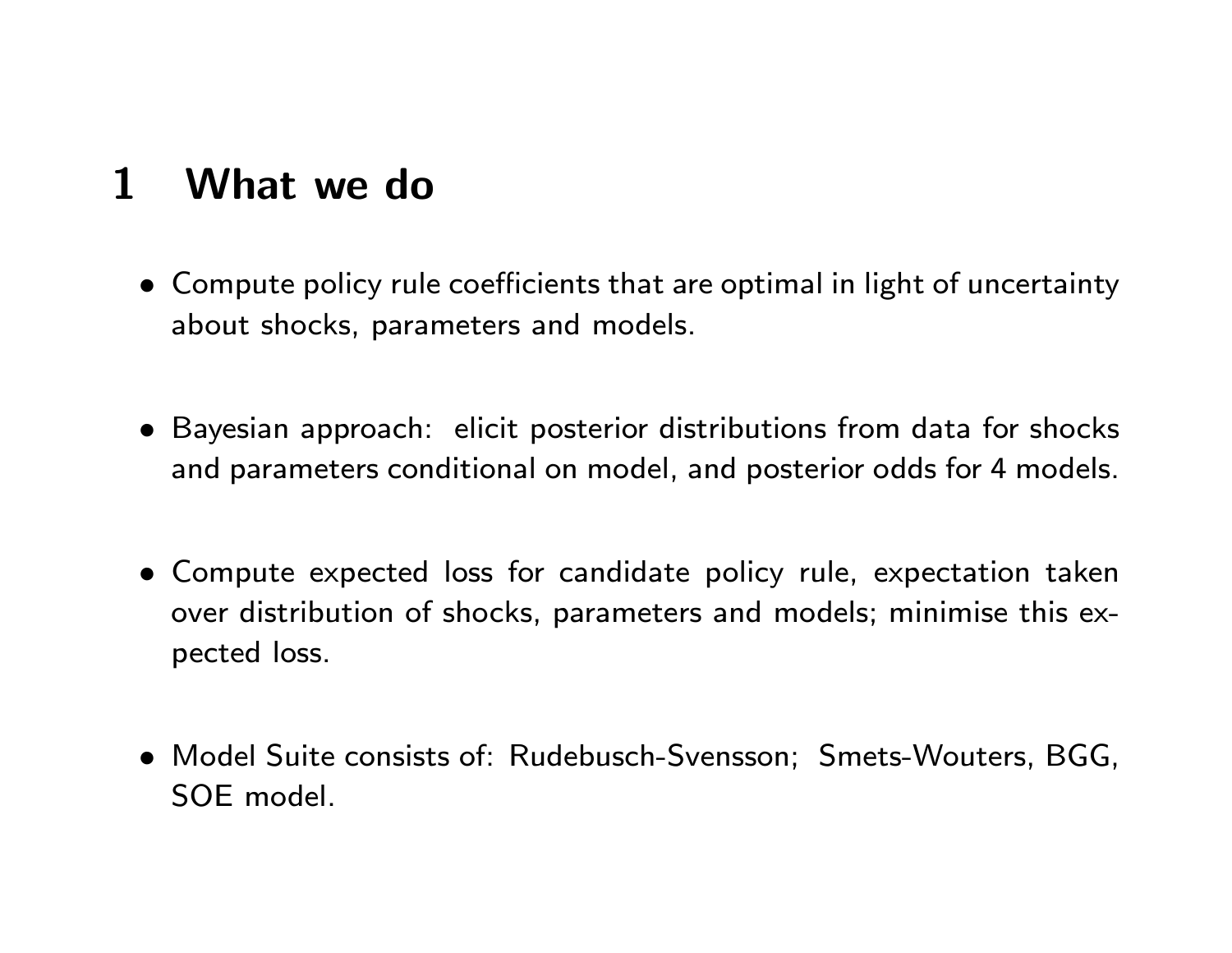# 1 What we do

- Compute policy rule coefficients that are optimal in light of uncertainty about shocks, parameters and models.

- Bayesian approach: elicit posterior distributions from data for shocks and parameters conditional on model, and posterior odds for 4 models.

- Compute expected loss for candidate policy rule, expectation taken over distribution of shocks, parameters and models; minimise this expected loss.

- Model Suite consists of: Rudebusch-Svensson; Smets-Wouters, BGG, SOE model.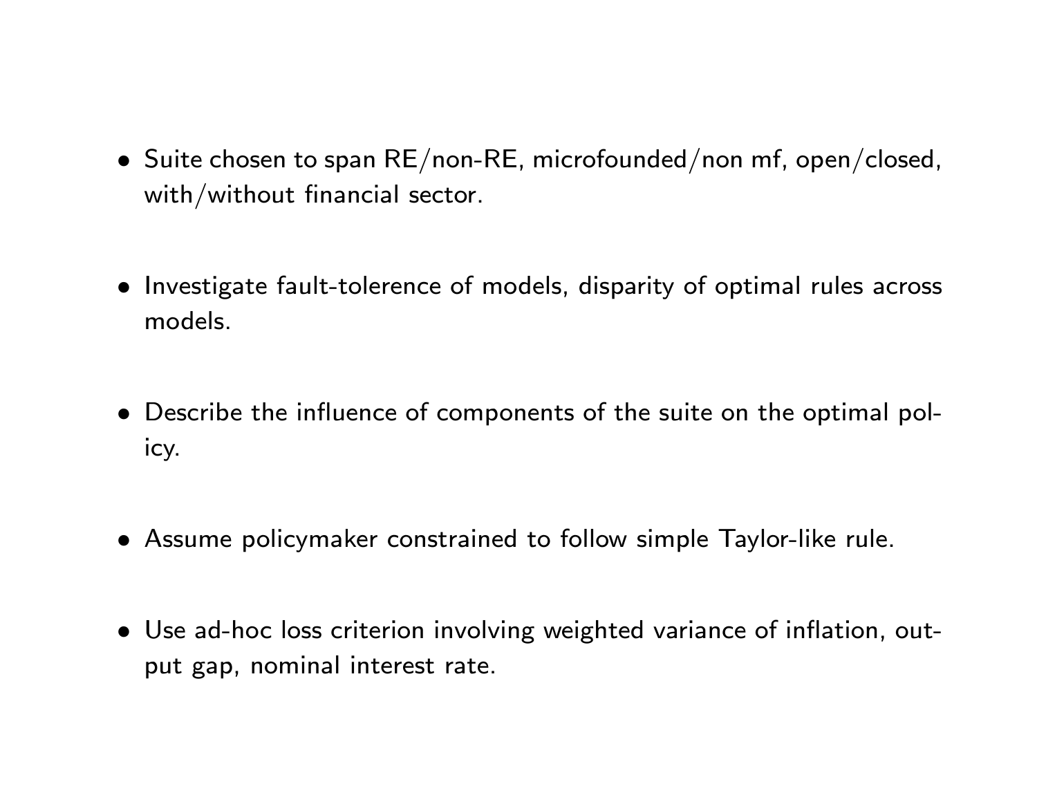- Suite chosen to span RE/non-RE, microfounded/non mf, open/closed, with/without financial sector.
- Investigate fault-tolerence of models, disparity of optimal rules across models.
- Describe the influence of components of the suite on the optimal policy.
- Assume policymaker constrained to follow simple Taylor-like rule.
- Use ad-hoc loss criterion involving weighted variance of inflation, output gap, nominal interest rate.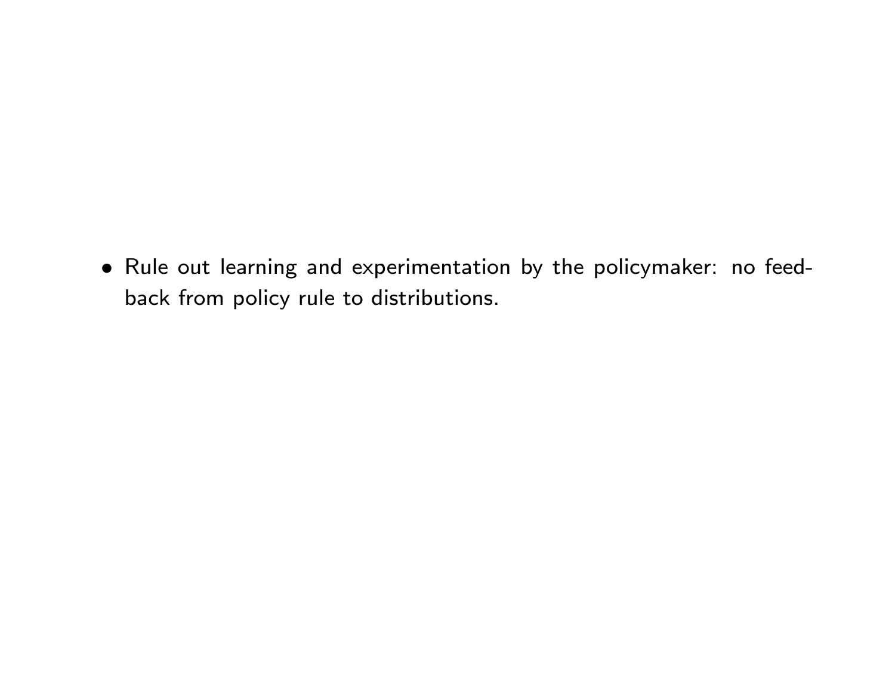- Rule out learning and experimentation by the policymaker: no feedback from policy rule to distributions.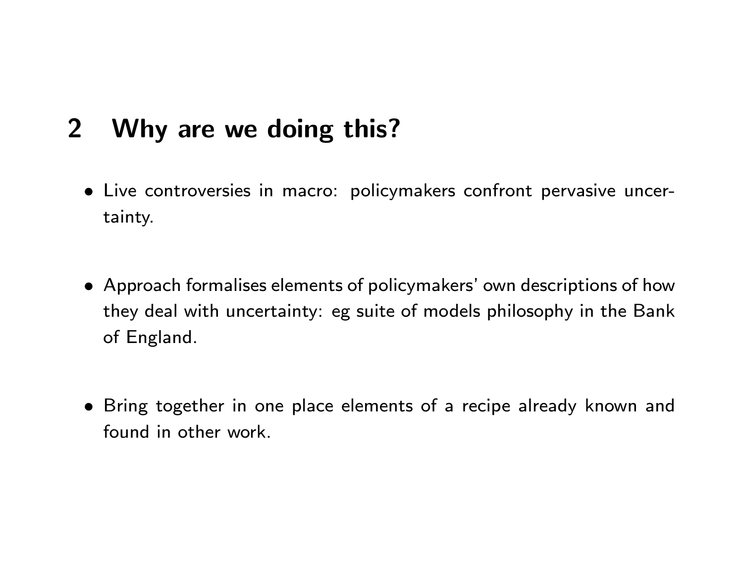## 2 Why are we doing this?

- Live controversies in macro: policymakers confront pervasive uncertainty.

- Approach formalises elements of policymakers' own descriptions of how they deal with uncertainty: eg suite of models philosophy in the Bank of England.

- Bring together in one place elements of a recipe already known and found in other work.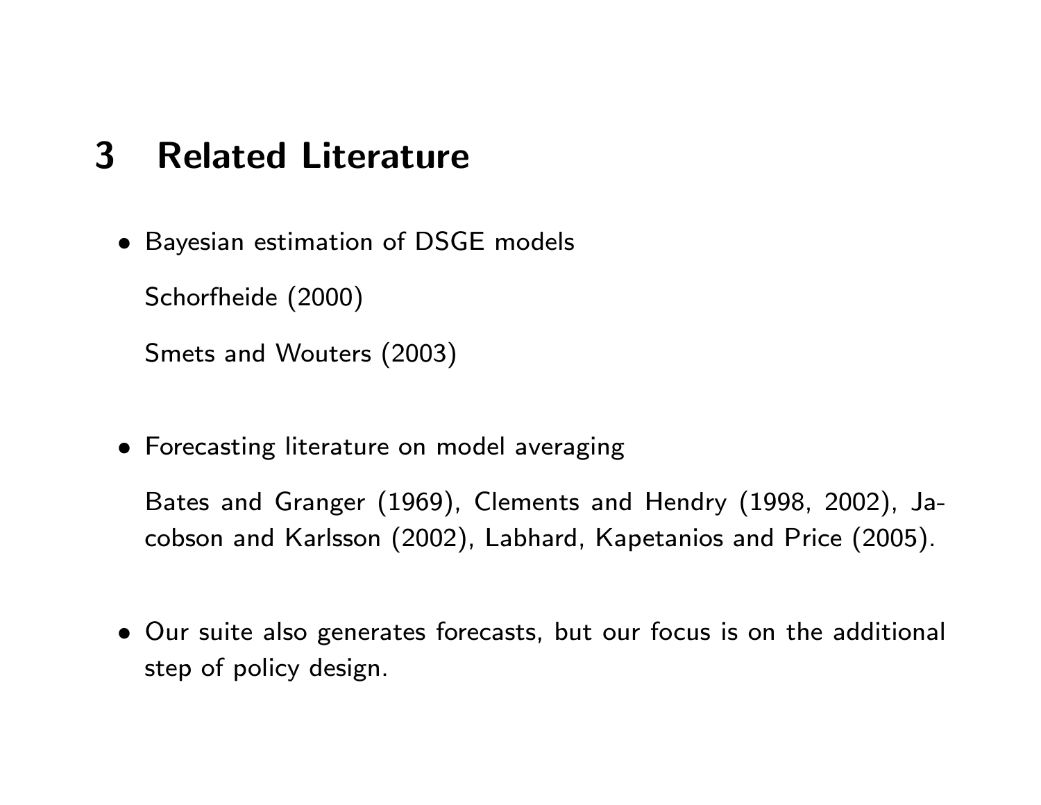# 3 Related Literature

- Bayesian estimation of DSGE models

  Schorfheide (2000)

  Smets and Wouters (2003)

- Forecasting literature on model averaging

  Bates and Granger (1969), Clements and Hendry (1998, 2002), Jacobson and Karlsson (2002), Labhard, Kapetanios and Price (2005).

- Our suite also generates forecasts, but our focus is on the additional step of policy design.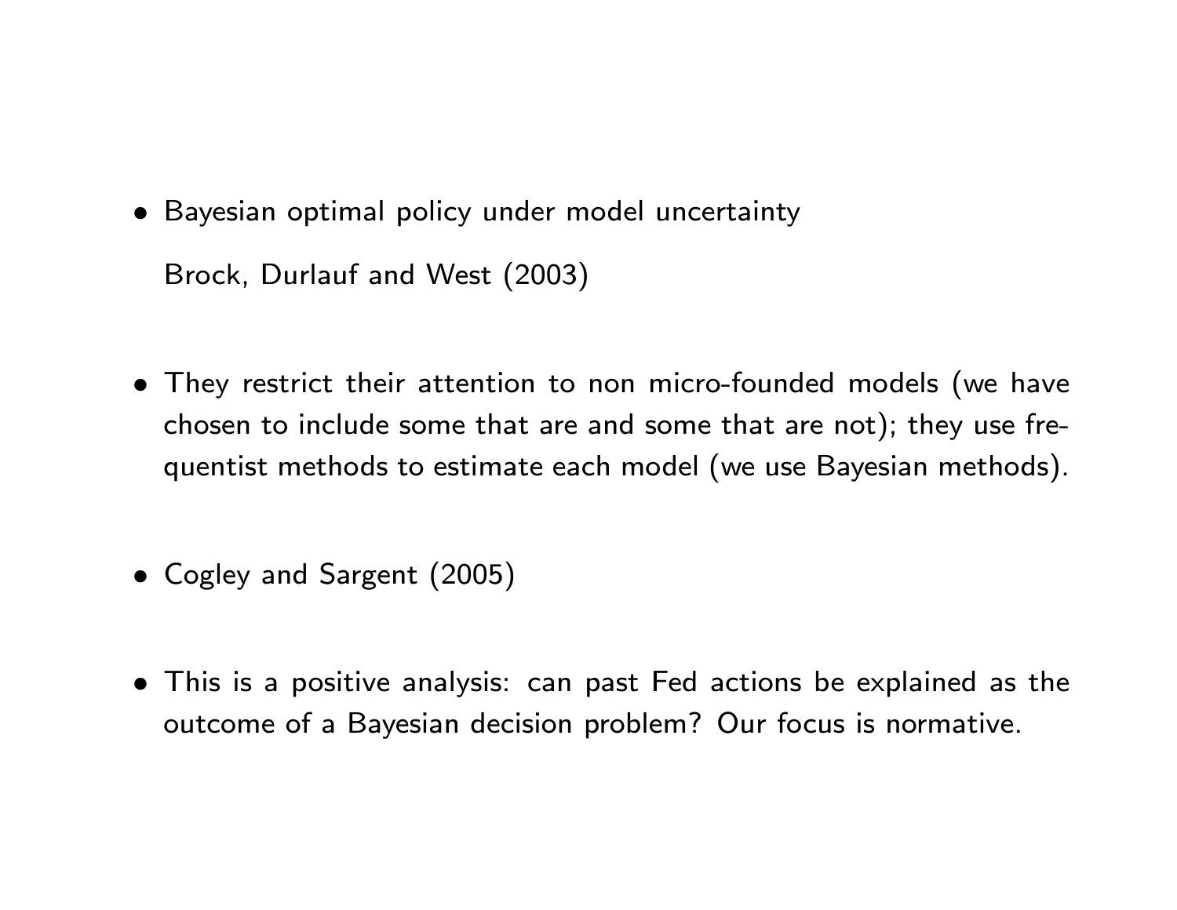- Bayesian optimal policy under model uncertainty

  Brock, Durlauf and West (2003)

- They restrict their attention to non micro-founded models (we have chosen to include some that are and some that are not); they use frequentist methods to estimate each model (we use Bayesian methods).

- Cogley and Sargent (2005)

- This is a positive analysis: can past Fed actions be explained as the outcome of a Bayesian decision problem? Our focus is normative.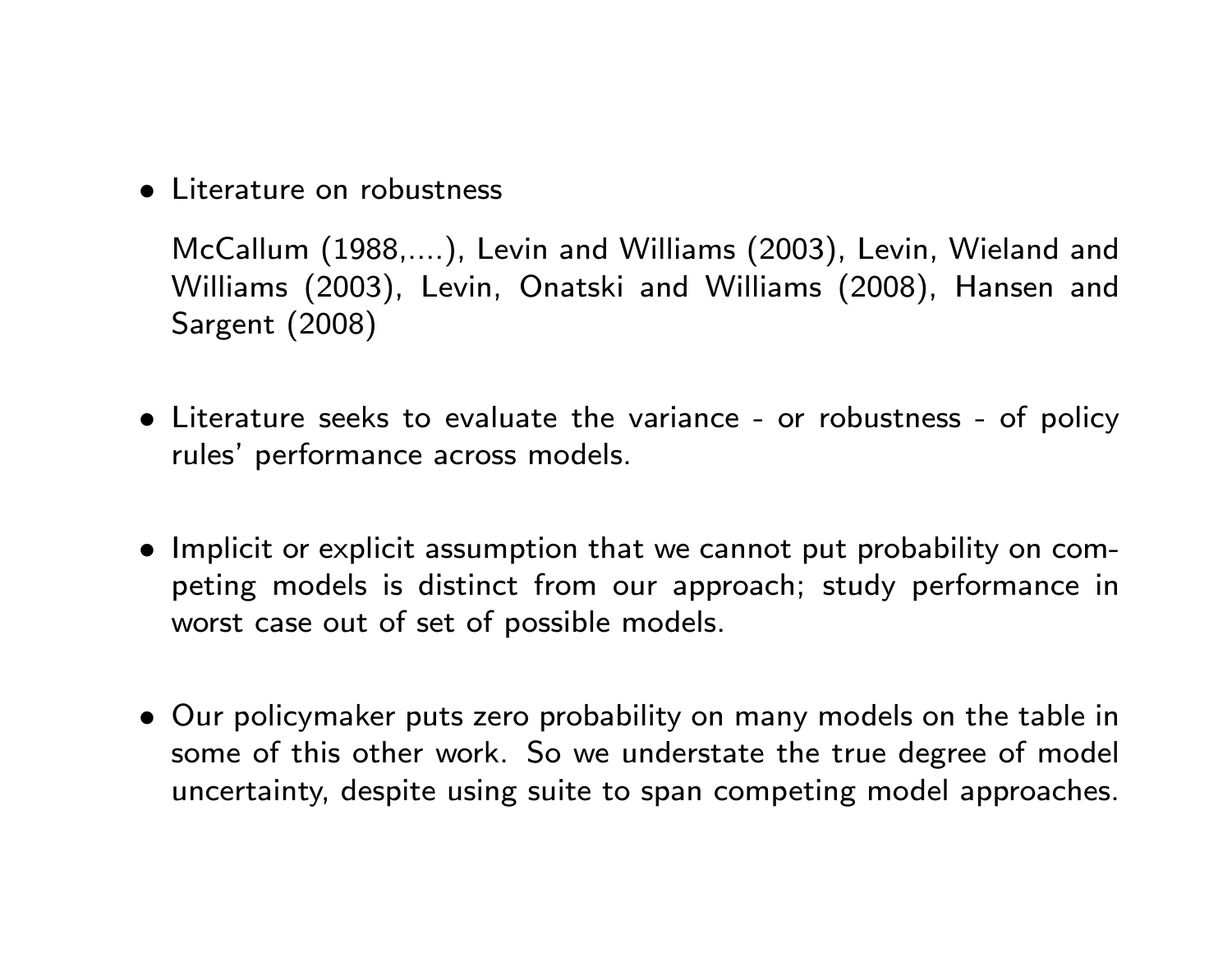- Literature on robustness

  McCallum (1988,....), Levin and Williams (2003), Levin, Wieland and Williams (2003), Levin, Onatski and Williams (2008), Hansen and Sargent (2008)

- Literature seeks to evaluate the variance - or robustness - of policy rules' performance across models.

- Implicit or explicit assumption that we cannot put probability on competing models is distinct from our approach; study performance in worst case out of set of possible models.

- Our policymaker puts zero probability on many models on the table in some of this other work. So we understate the true degree of model uncertainty, despite using suite to span competing model approaches.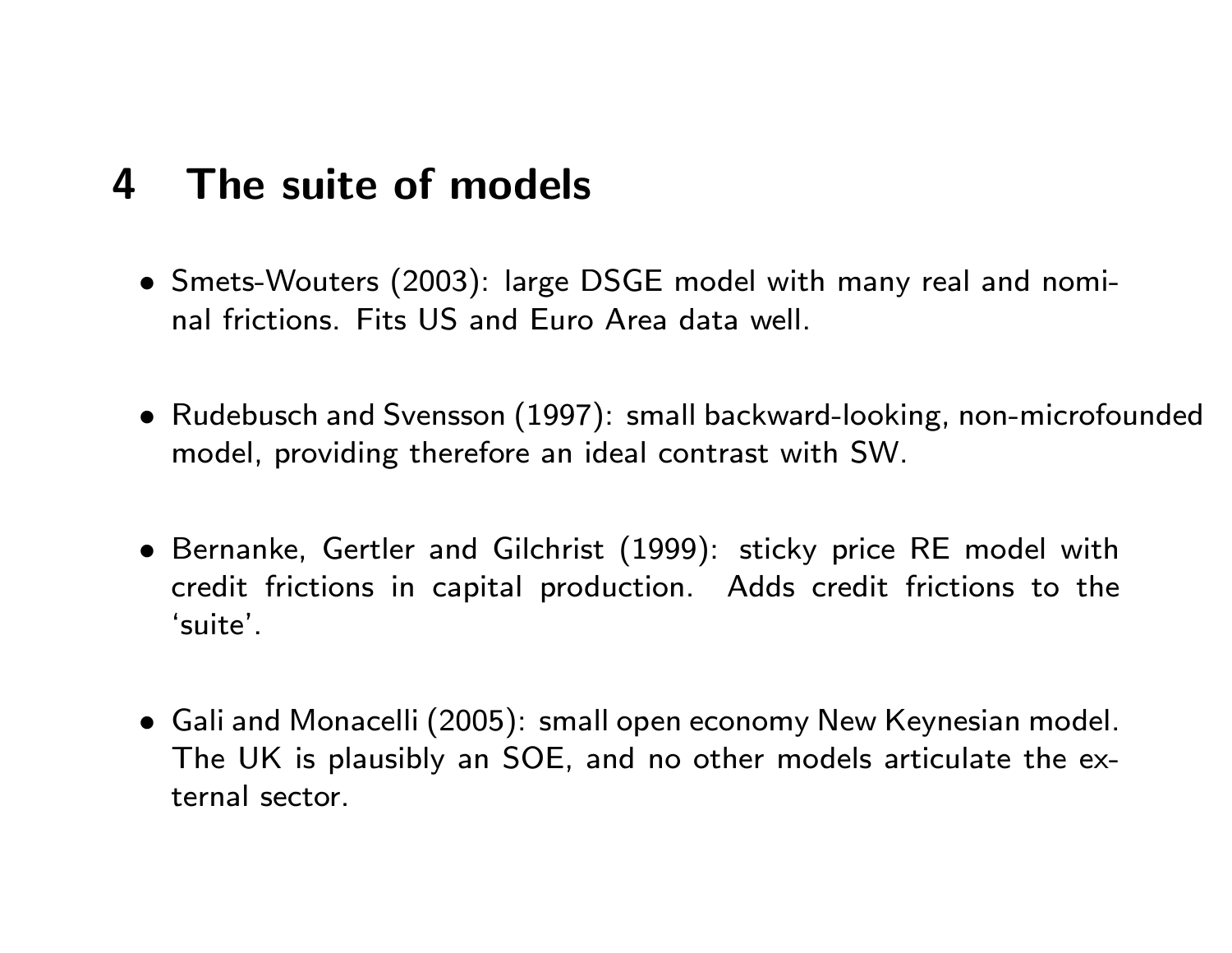# 4 The suite of models

- Smets-Wouters (2003): large DSGE model with many real and nominal frictions. Fits US and Euro Area data well.

- Rudebusch and Svensson (1997): small backward-looking, non-microfounded model, providing therefore an ideal contrast with SW.

- Bernanke, Gertler and Gilchrist (1999): sticky price RE model with credit frictions in capital production. Adds credit frictions to the 'suite'.

- Gali and Monacelli (2005): small open economy New Keynesian model. The UK is plausibly an SOE, and no other models articulate the external sector.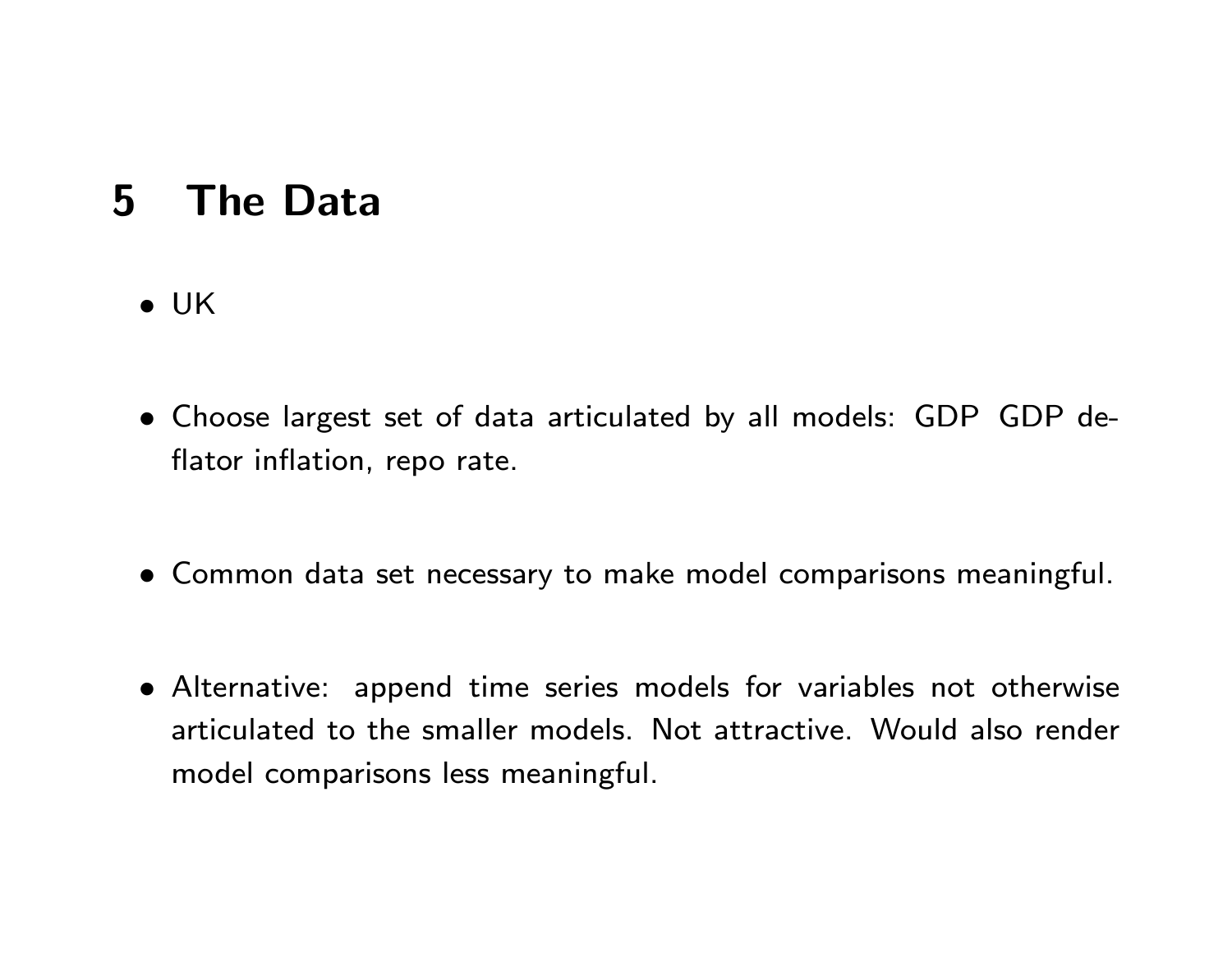# 5 The Data

- UK

- Choose largest set of data articulated by all models: GDP GDP deflator inflation, repo rate.

- Common data set necessary to make model comparisons meaningful.

- Alternative: append time series models for variables not otherwise articulated to the smaller models. Not attractive. Would also render model comparisons less meaningful.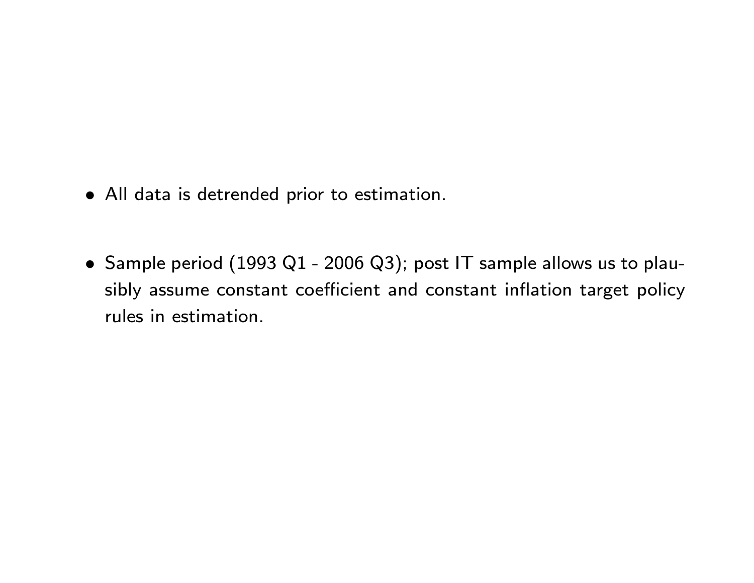- All data is detrended prior to estimation.

- Sample period (1993 Q1 - 2006 Q3); post IT sample allows us to plausibly assume constant coefficient and constant inflation target policy rules in estimation.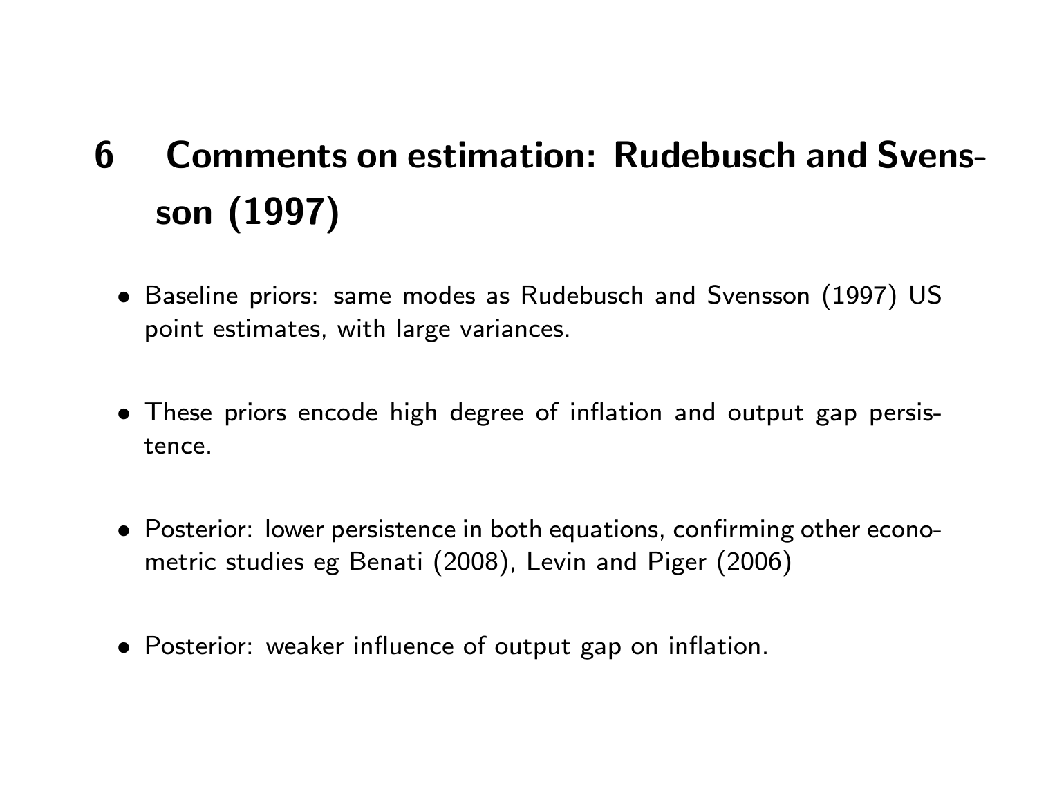# 6 Comments on estimation: Rudebusch and Svensson (1997)

- Baseline priors: same modes as Rudebusch and Svensson (1997) US point estimates, with large variances.

- These priors encode high degree of inflation and output gap persistence.

- Posterior: lower persistence in both equations, confirming other econometric studies eg Benati (2008), Levin and Piger (2006)

- Posterior: weaker influence of output gap on inflation.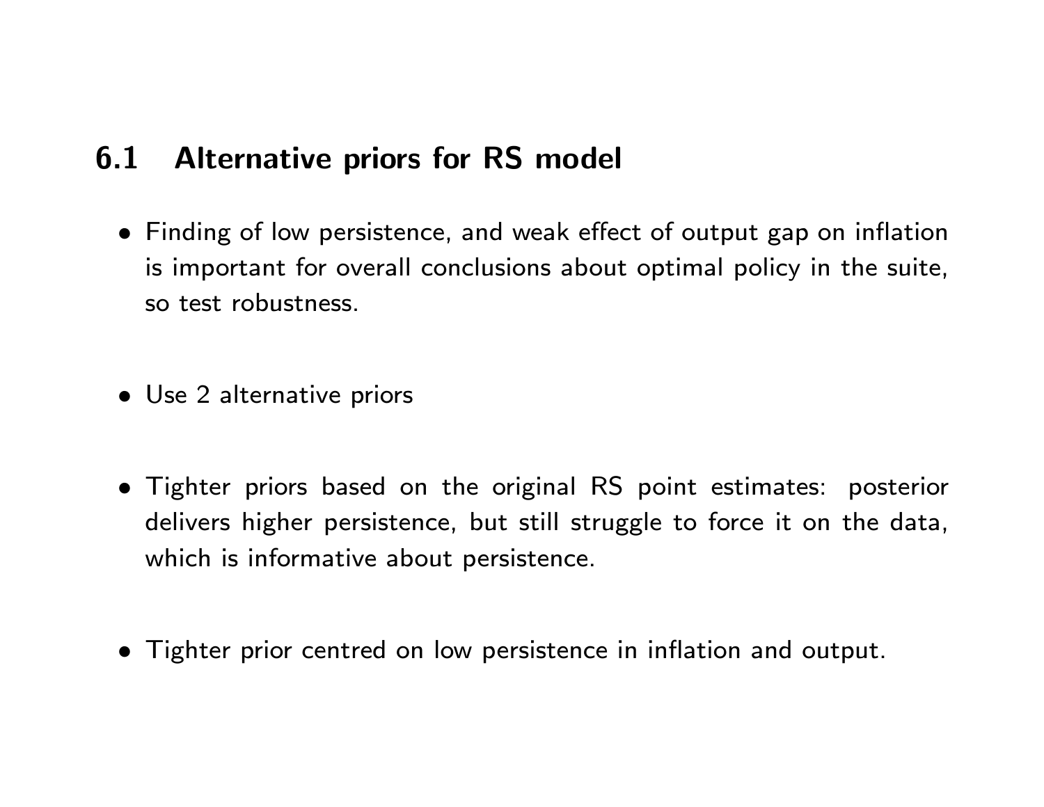## 6.1 Alternative priors for RS model

- Finding of low persistence, and weak effect of output gap on inflation is important for overall conclusions about optimal policy in the suite, so test robustness.

- Use 2 alternative priors

- Tighter priors based on the original RS point estimates: posterior delivers higher persistence, but still struggle to force it on the data, which is informative about persistence.

- Tighter prior centred on low persistence in inflation and output.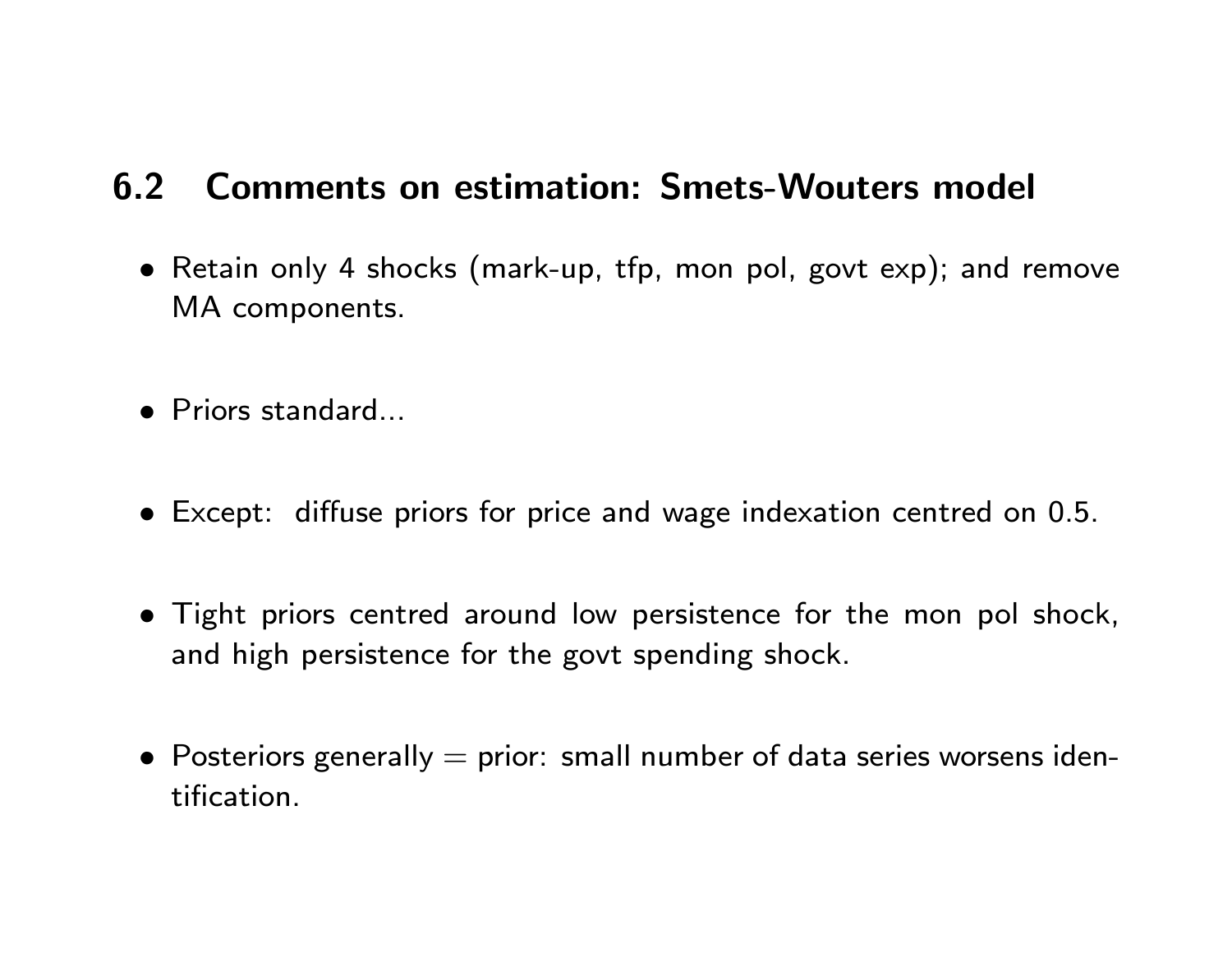## 6.2 Comments on estimation: Smets-Wouters model

- Retain only 4 shocks (mark-up, tfp, mon pol, govt exp); and remove MA components.

- Priors standard...

- Except: diffuse priors for price and wage indexation centred on 0.5.

- Tight priors centred around low persistence for the mon pol shock, and high persistence for the govt spending shock.

- Posteriors generally = prior: small number of data series worsens identification.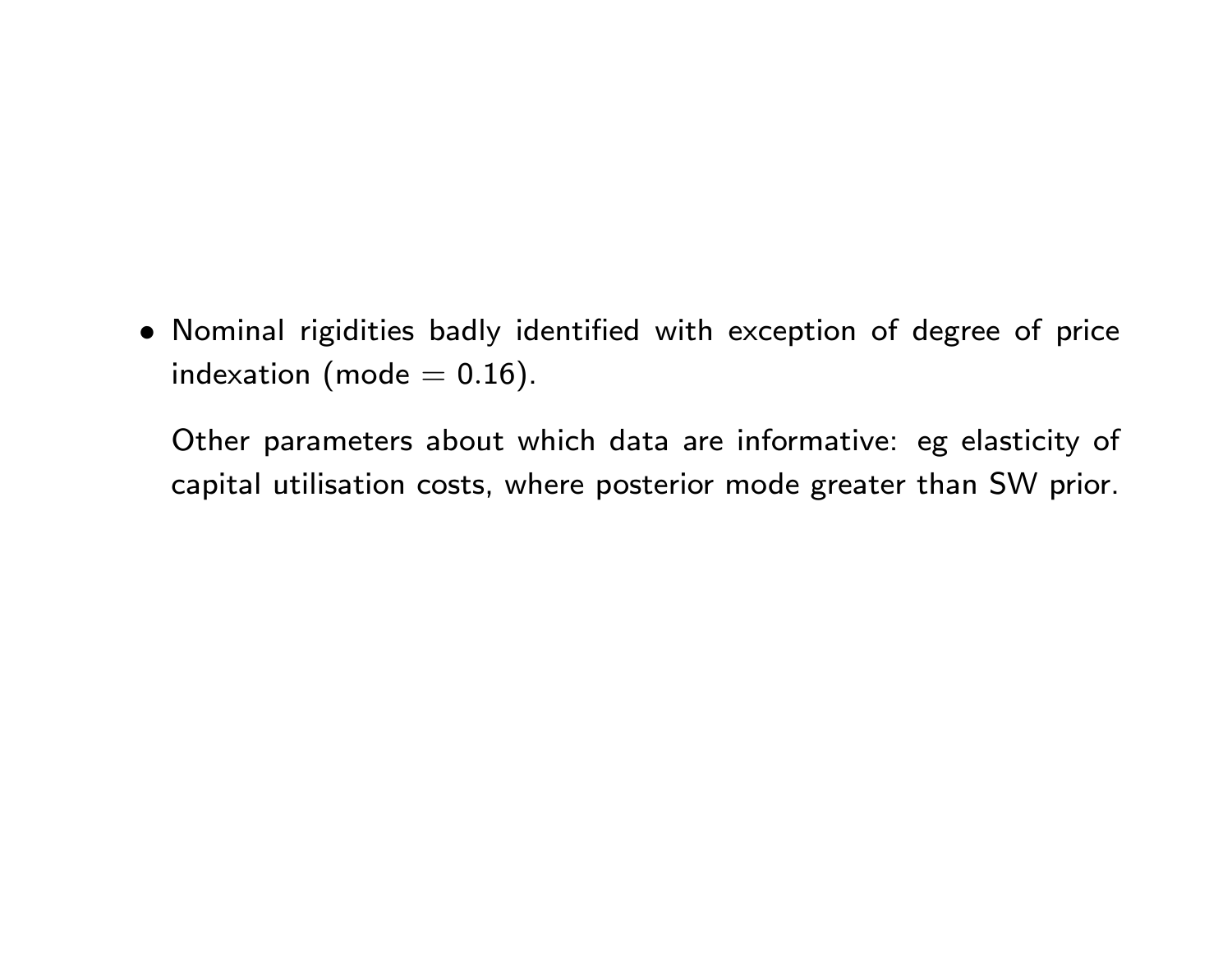- Nominal rigidities badly identified with exception of degree of price indexation (mode = 0.16).

  Other parameters about which data are informative: eg elasticity of capital utilisation costs, where posterior mode greater than SW prior.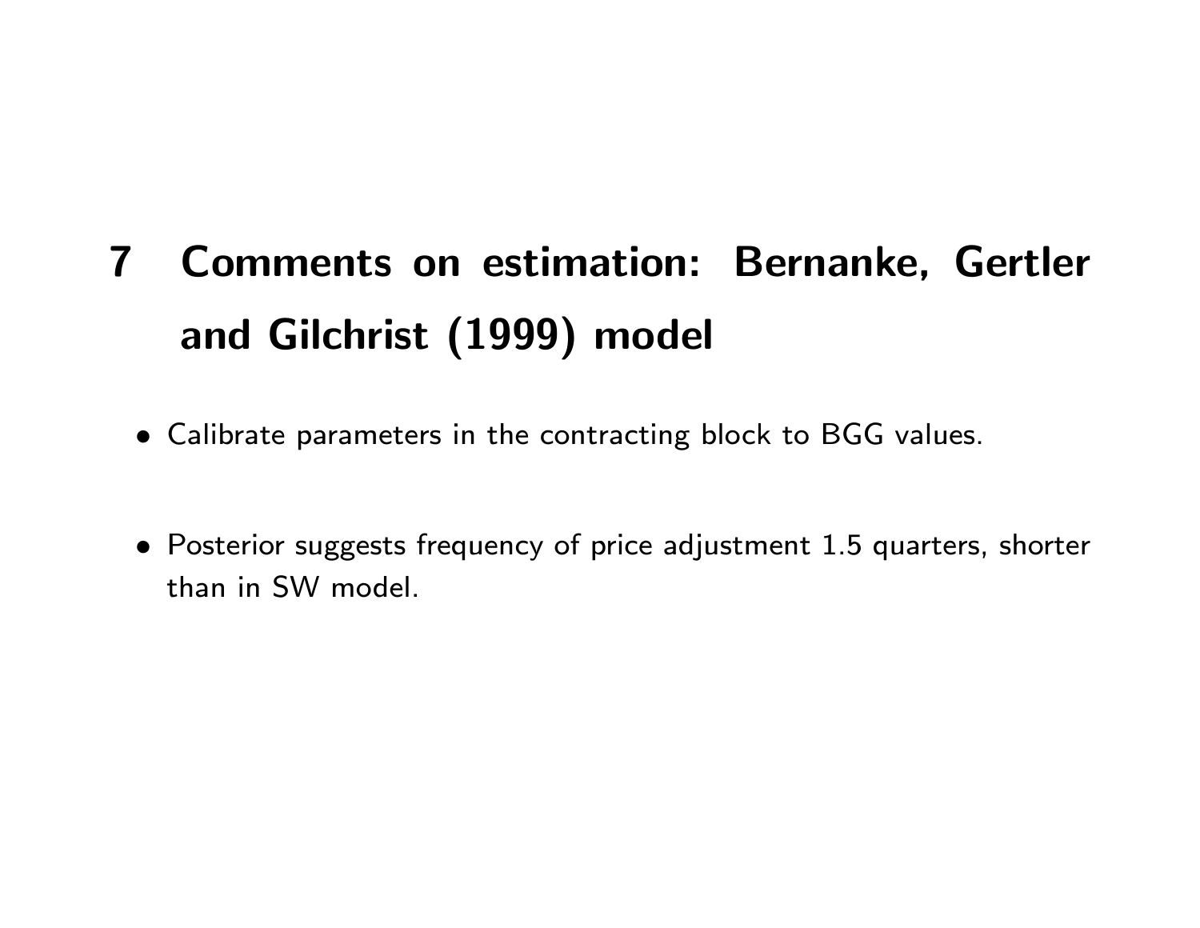# 7 Comments on estimation: Bernanke, Gertler and Gilchrist (1999) model

- Calibrate parameters in the contracting block to BGG values.

- Posterior suggests frequency of price adjustment 1.5 quarters, shorter than in SW model.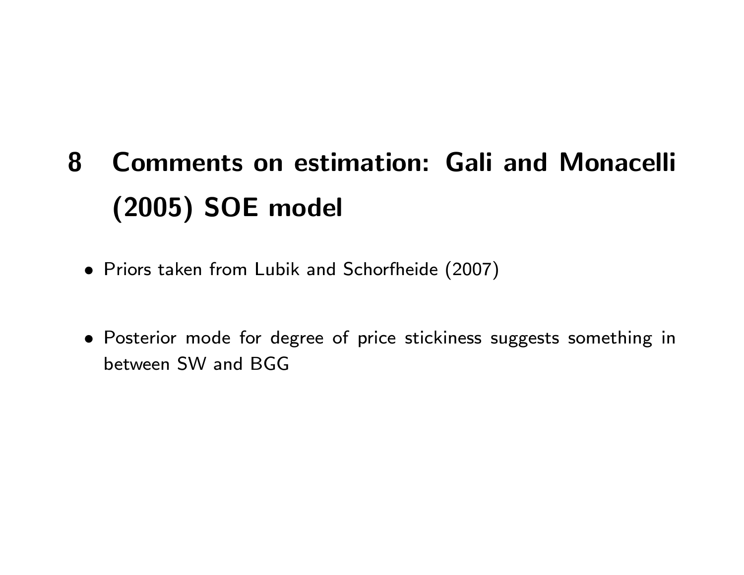# 8 Comments on estimation: Gali and Monacelli (2005) SOE model

- Priors taken from Lubik and Schorfheide (2007)

- Posterior mode for degree of price stickiness suggests something in between SW and BGG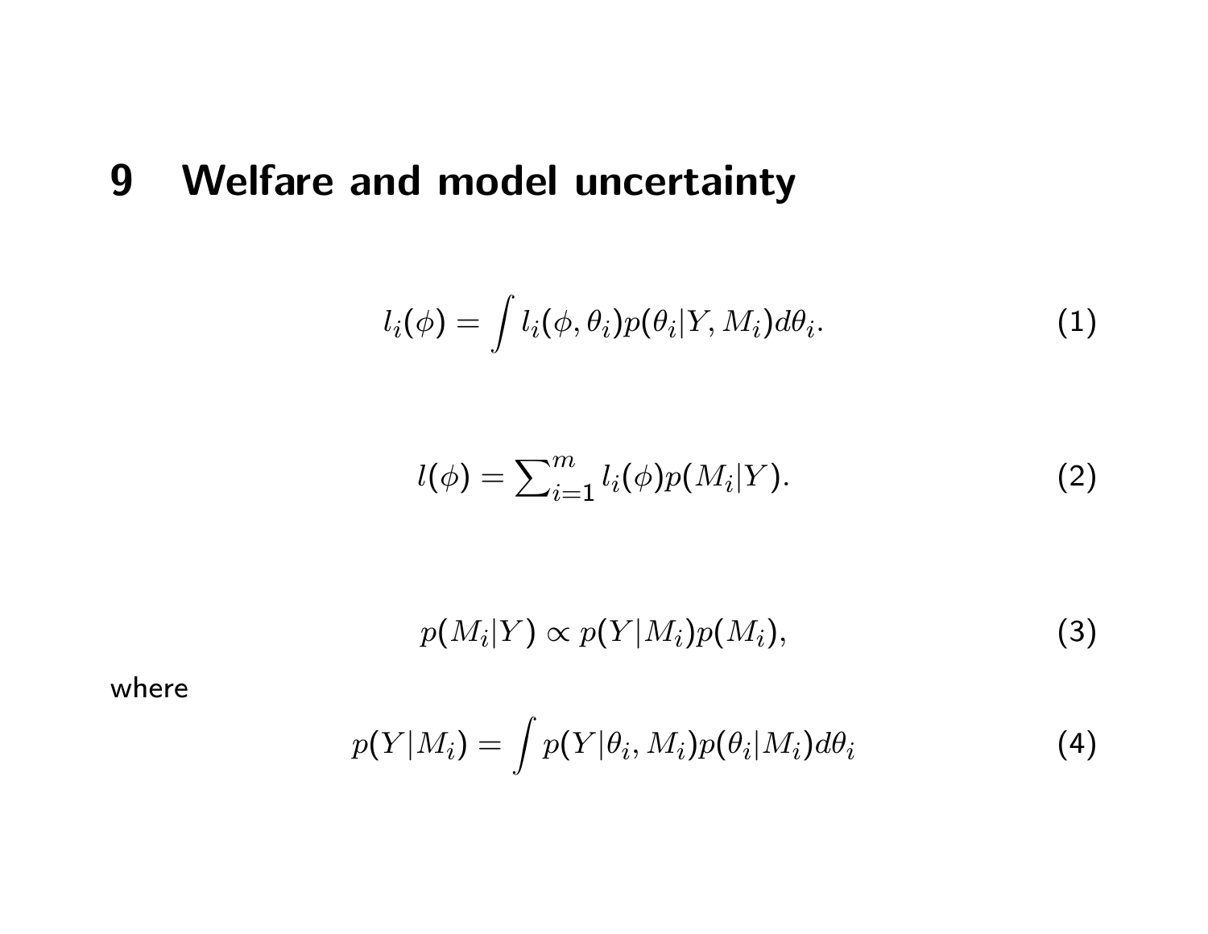# 9 Welfare and model uncertainty

$$l_i(\phi) = \int l_i(\phi, \theta_i) p(\theta_i | Y, M_i) d\theta_i. \tag{1}$$

$$l(\phi) = \sum_{i=1}^{m} l_i(\phi) p(M_i | Y). \tag{2}$$

$$p(M_i | Y) \propto p(Y | M_i) p(M_i), \tag{3}$$

where

$$p(Y | M_i) = \int p(Y | \theta_i, M_i) p(\theta_i | M_i) d\theta_i \tag{4}$$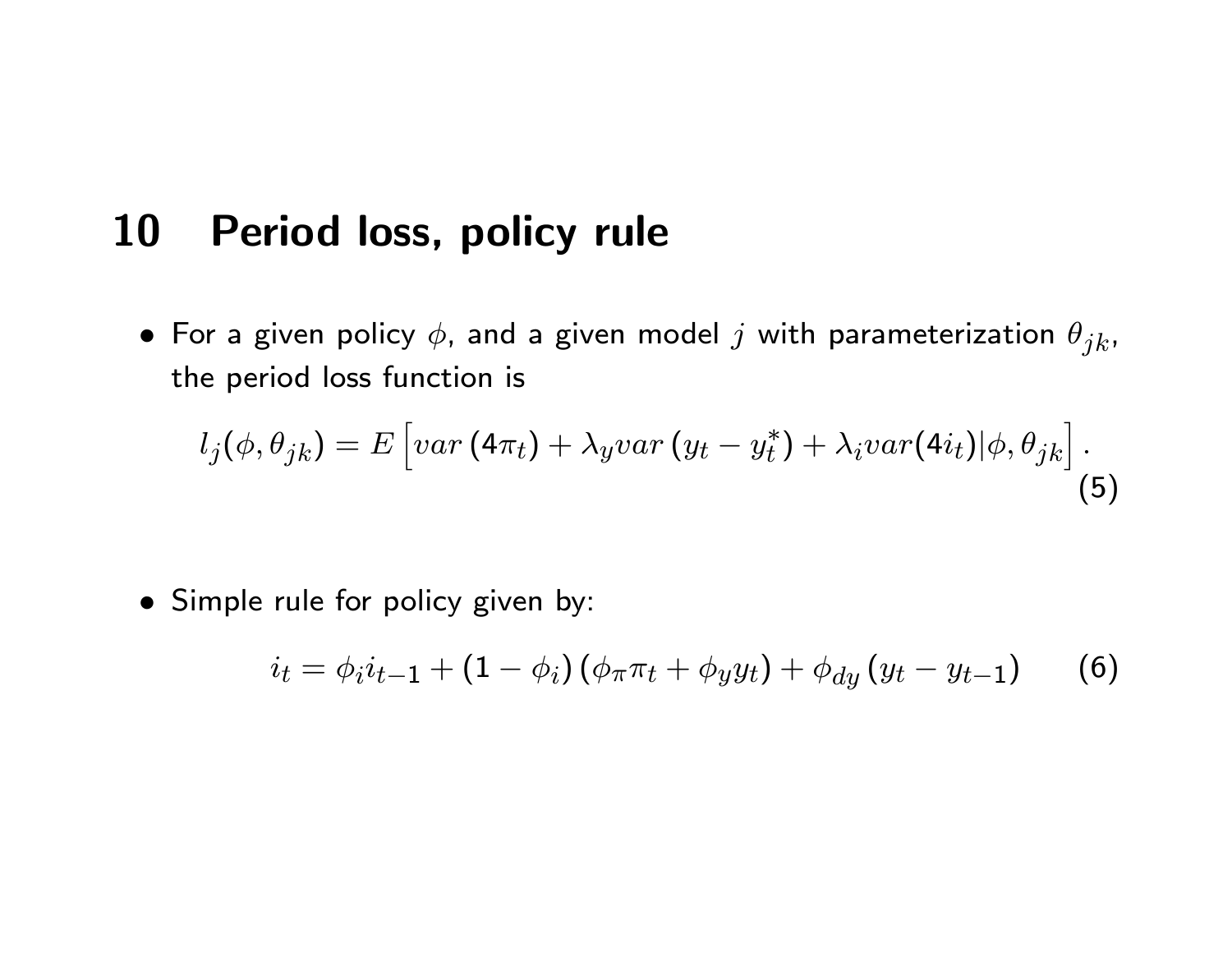# 10 Period loss, policy rule

- For a given policy $\phi$, and a given model $j$ with parameterization $\theta_{jk}$, the period loss function is

$$l_j(\phi, \theta_{jk}) = E\left[var\left(4\pi_t\right) + \lambda_y var\left(y_t - y_t^*\right) + \lambda_i var(4i_t)|\phi, \theta_{jk}\right]. \tag{5}$$

- Simple rule for policy given by:

$$i_t = \phi_i i_{t-1} + (1 - \phi_i)\left(\phi_\pi \pi_t + \phi_y y_t\right) + \phi_{dy}\left(y_t - y_{t-1}\right) \tag{6}$$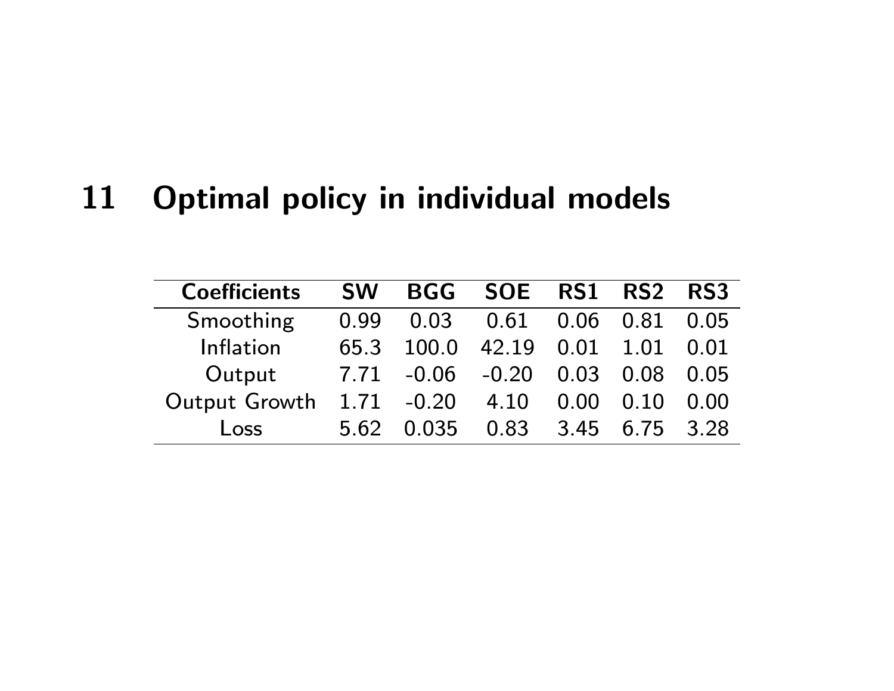# 11 Optimal policy in individual models

| Coefficients | SW | BGG | SOE | RS1 | RS2 | RS3 |
|---|---|---|---|---|---|---|
| Smoothing | 0.99 | 0.03 | 0.61 | 0.06 | 0.81 | 0.05 |
| Inflation | 65.3 | 100.0 | 42.19 | 0.01 | 1.01 | 0.01 |
| Output | 7.71 | -0.06 | -0.20 | 0.03 | 0.08 | 0.05 |
| Output Growth | 1.71 | -0.20 | 4.10 | 0.00 | 0.10 | 0.00 |
| Loss | 5.62 | 0.035 | 0.83 | 3.45 | 6.75 | 3.28 |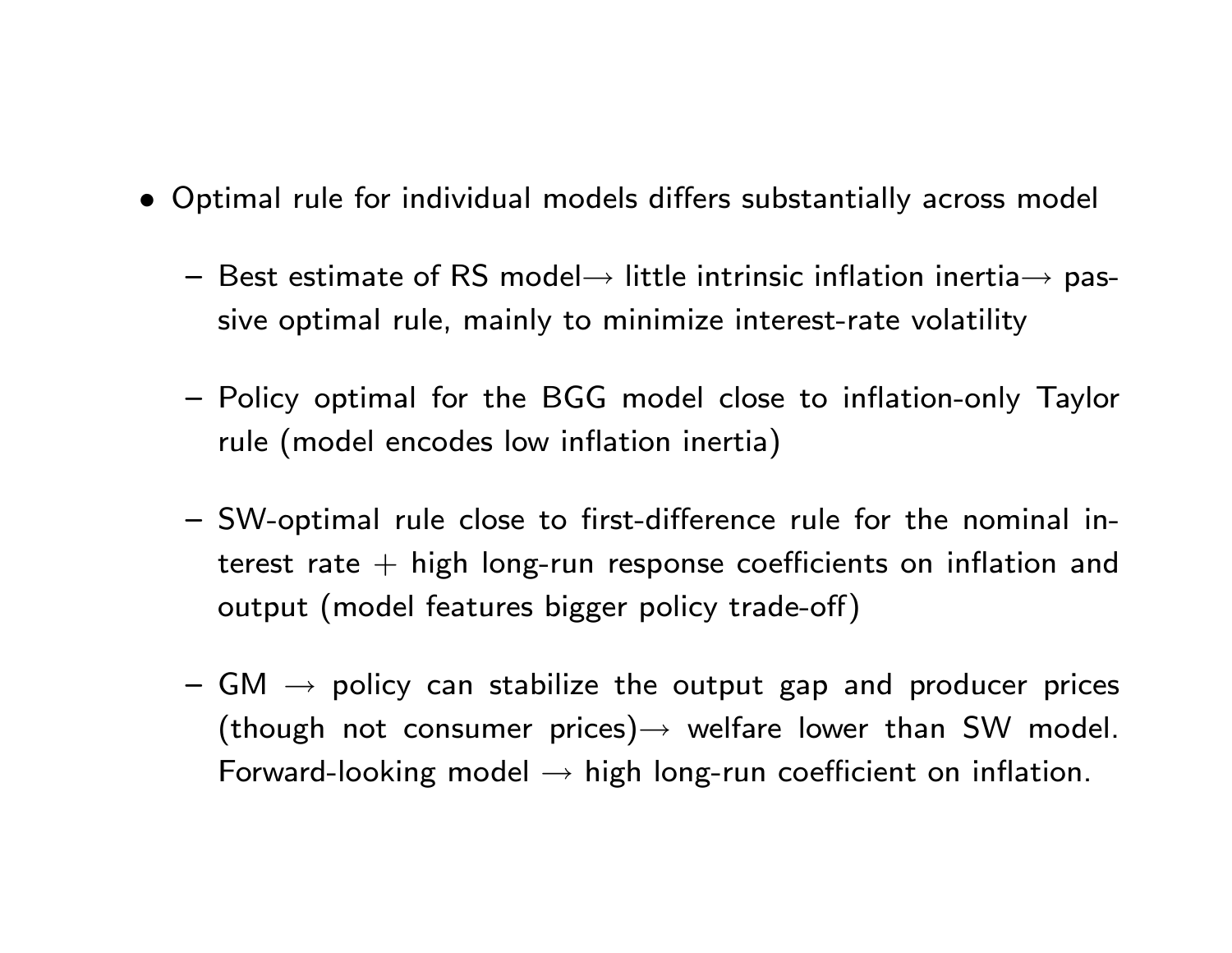- Optimal rule for individual models differs substantially across model
  - Best estimate of RS model$\rightarrow$ little intrinsic inflation inertia$\rightarrow$ passive optimal rule, mainly to minimize interest-rate volatility
  - Policy optimal for the BGG model close to inflation-only Taylor rule (model encodes low inflation inertia)
  - SW-optimal rule close to first-difference rule for the nominal interest rate + high long-run response coefficients on inflation and output (model features bigger policy trade-off)
  - GM $\rightarrow$ policy can stabilize the output gap and producer prices (though not consumer prices)$\rightarrow$ welfare lower than SW model. Forward-looking model $\rightarrow$ high long-run coefficient on inflation.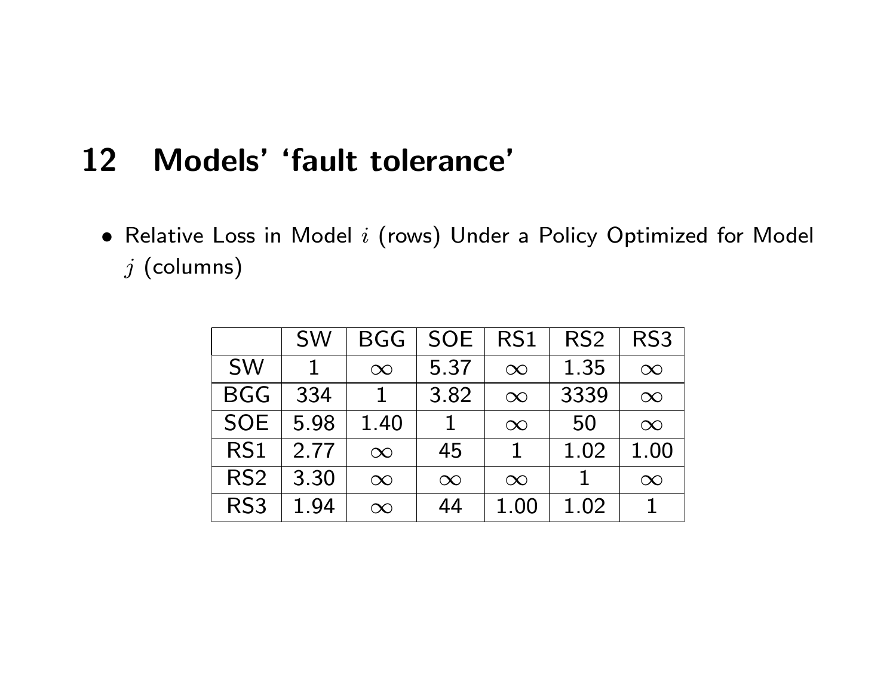## 12 Models' 'fault tolerance'

- Relative Loss in Model $i$ (rows) Under a Policy Optimized for Model $j$ (columns)

| | SW | BGG | SOE | RS1 | RS2 | RS3 |
|---|---|---|---|---|---|---|
| SW | 1 | $\infty$ | 5.37 | $\infty$ | 1.35 | $\infty$ |
| BGG | 334 | 1 | 3.82 | $\infty$ | 3339 | $\infty$ |
| SOE | 5.98 | 1.40 | 1 | $\infty$ | 50 | $\infty$ |
| RS1 | 2.77 | $\infty$ | 45 | 1 | 1.02 | 1.00 |
| RS2 | 3.30 | $\infty$ | $\infty$ | $\infty$ | 1 | $\infty$ |
| RS3 | 1.94 | $\infty$ | 44 | 1.00 | 1.02 | 1 |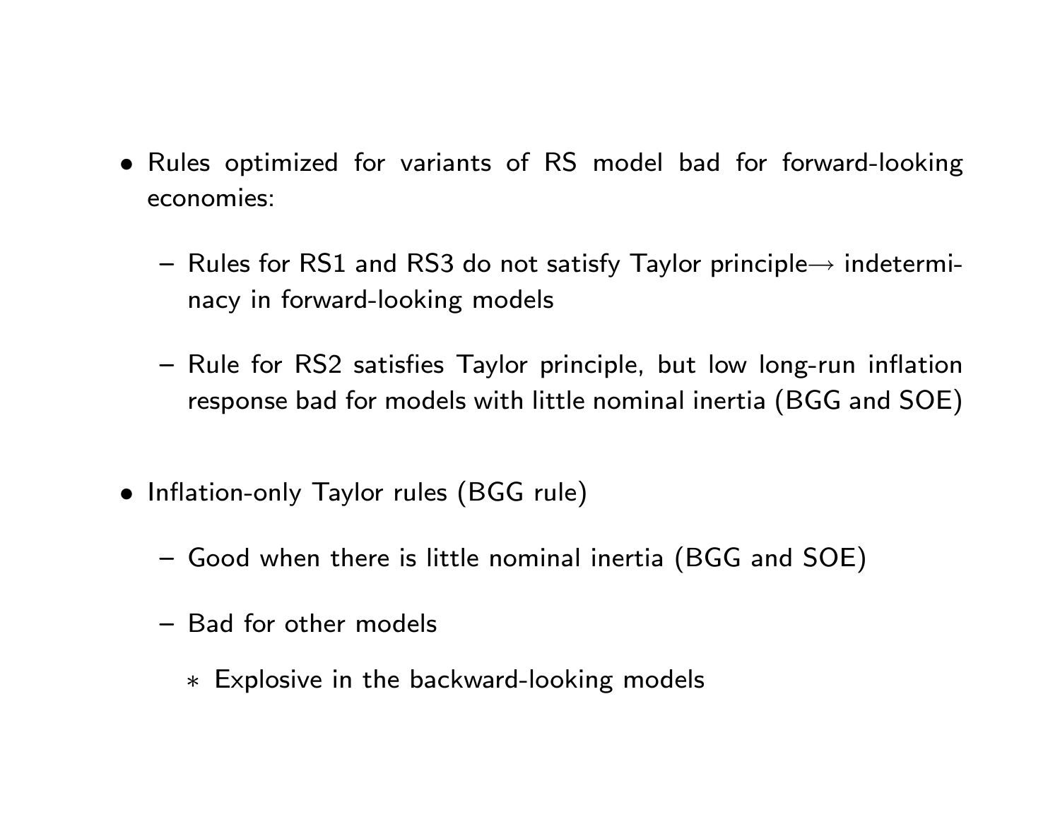- Rules optimized for variants of RS model bad for forward-looking economies:
  - Rules for RS1 and RS3 do not satisfy Taylor principle→ indeterminacy in forward-looking models
  - Rule for RS2 satisfies Taylor principle, but low long-run inflation response bad for models with little nominal inertia (BGG and SOE)
- Inflation-only Taylor rules (BGG rule)
  - Good when there is little nominal inertia (BGG and SOE)
  - Bad for other models
    - Explosive in the backward-looking models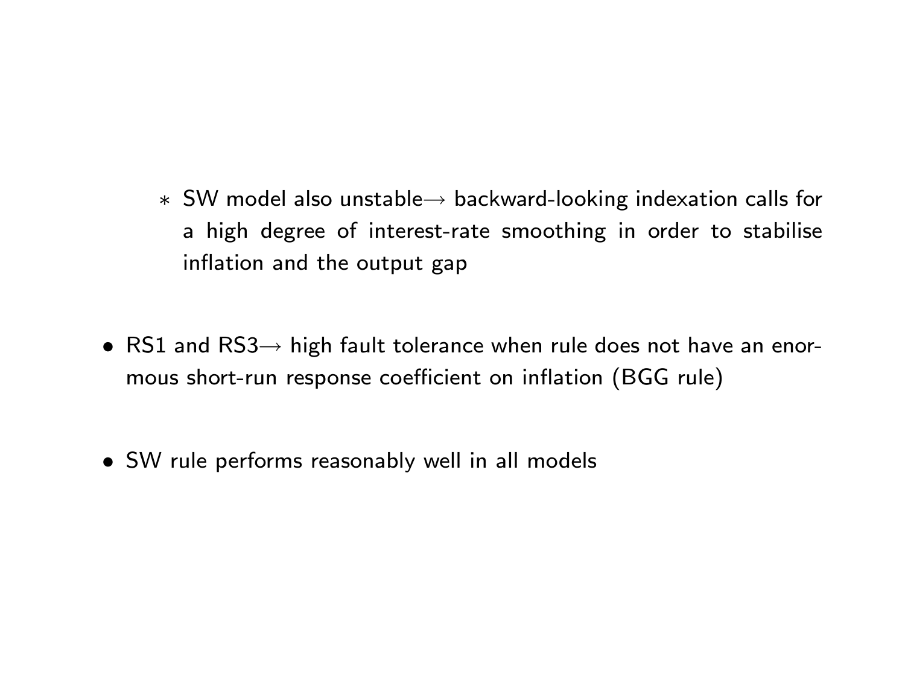* SW model also unstable→ backward-looking indexation calls for a high degree of interest-rate smoothing in order to stabilise inflation and the output gap

- RS1 and RS3→ high fault tolerance when rule does not have an enormous short-run response coefficient on inflation (BGG rule)

- SW rule performs reasonably well in all models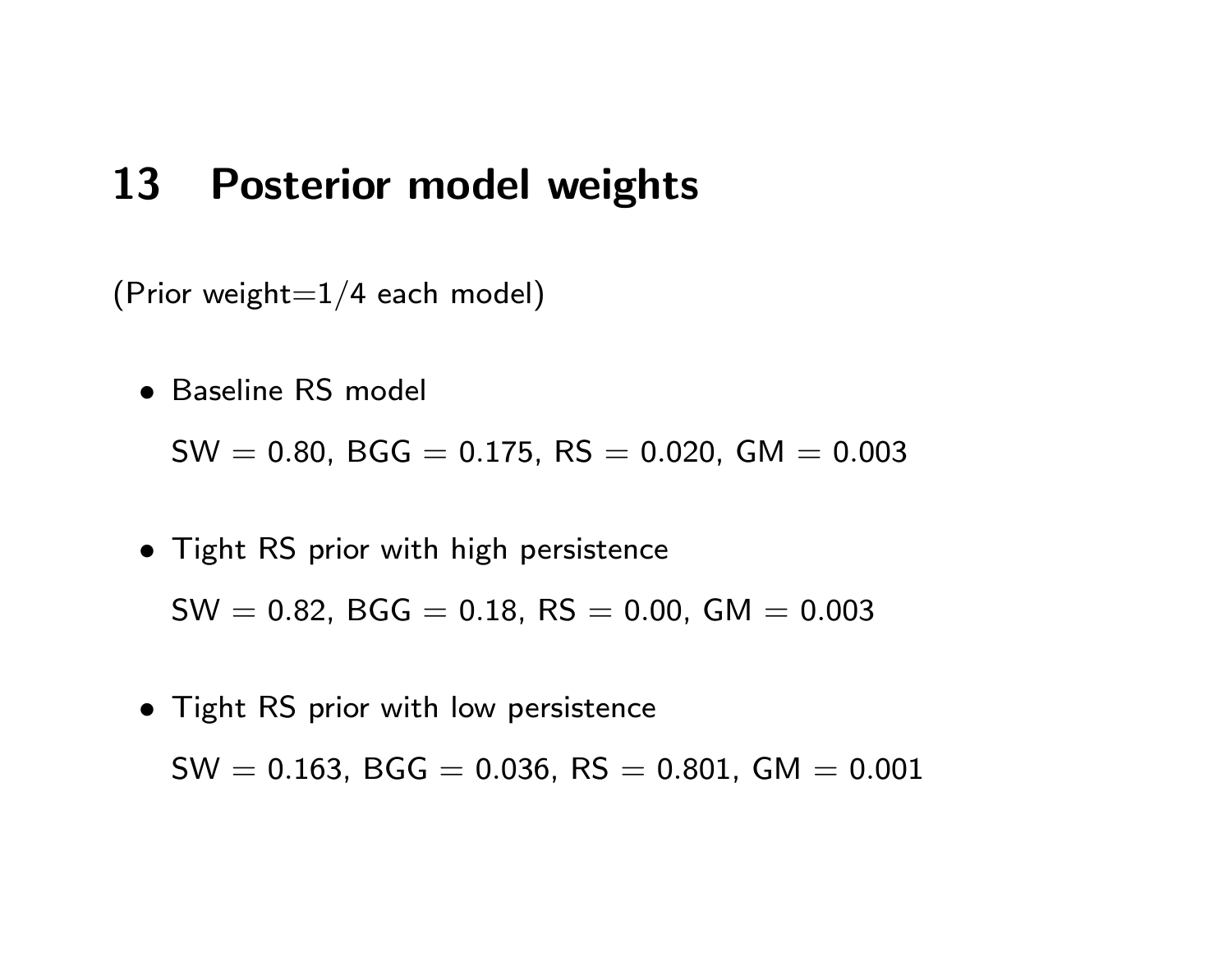## 13 Posterior model weights

(Prior weight=1/4 each model)

- Baseline RS model

  SW = 0.80, BGG = 0.175, RS = 0.020, GM = 0.003

- Tight RS prior with high persistence

  SW = 0.82, BGG = 0.18, RS = 0.00, GM = 0.003

- Tight RS prior with low persistence

  SW = 0.163, BGG = 0.036, RS = 0.801, GM = 0.001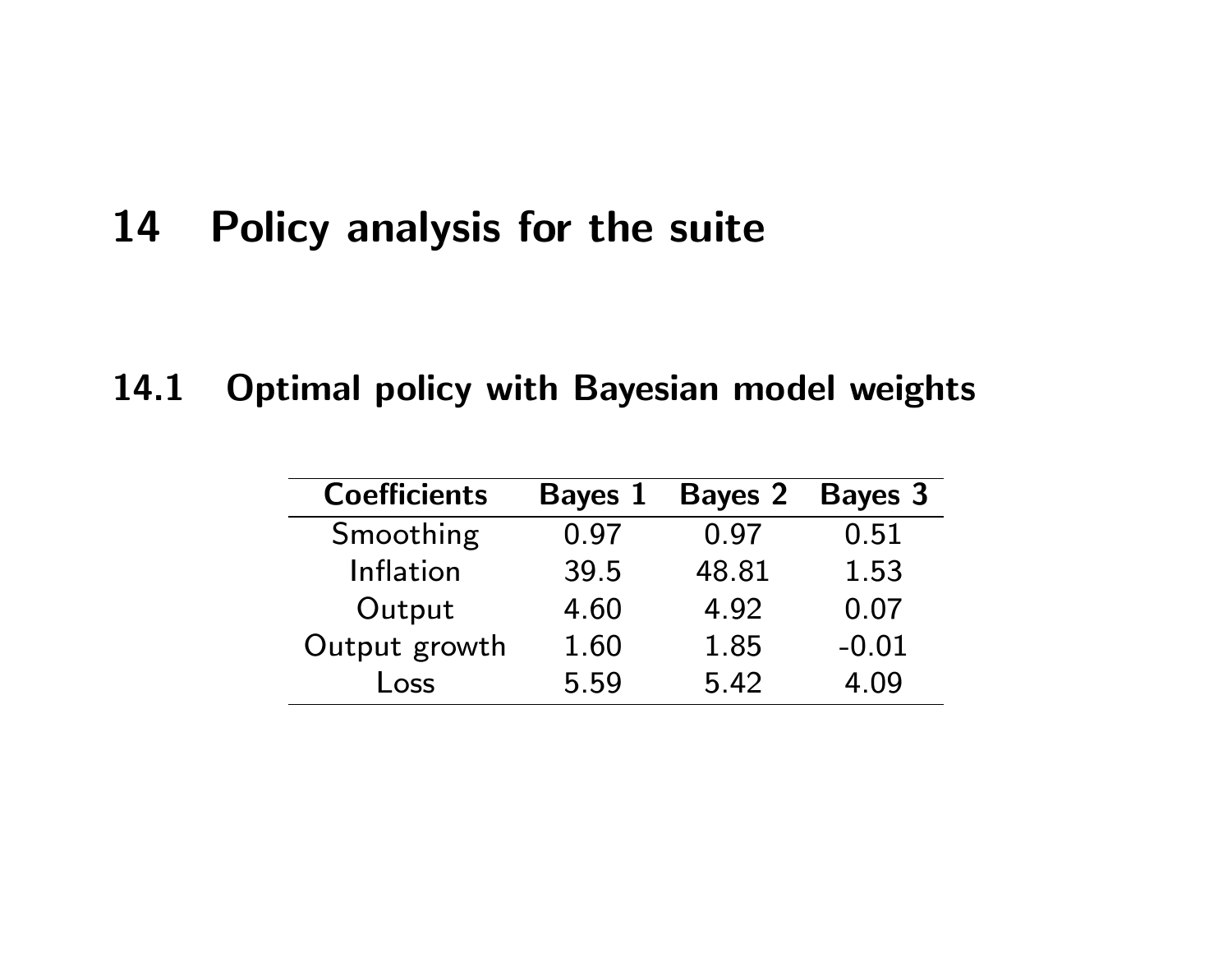# 14 Policy analysis for the suite

## 14.1 Optimal policy with Bayesian model weights

| Coefficients | Bayes 1 | Bayes 2 | Bayes 3 |
|---|---|---|---|
| Smoothing | 0.97 | 0.97 | 0.51 |
| Inflation | 39.5 | 48.81 | 1.53 |
| Output | 4.60 | 4.92 | 0.07 |
| Output growth | 1.60 | 1.85 | -0.01 |
| Loss | 5.59 | 5.42 | 4.09 |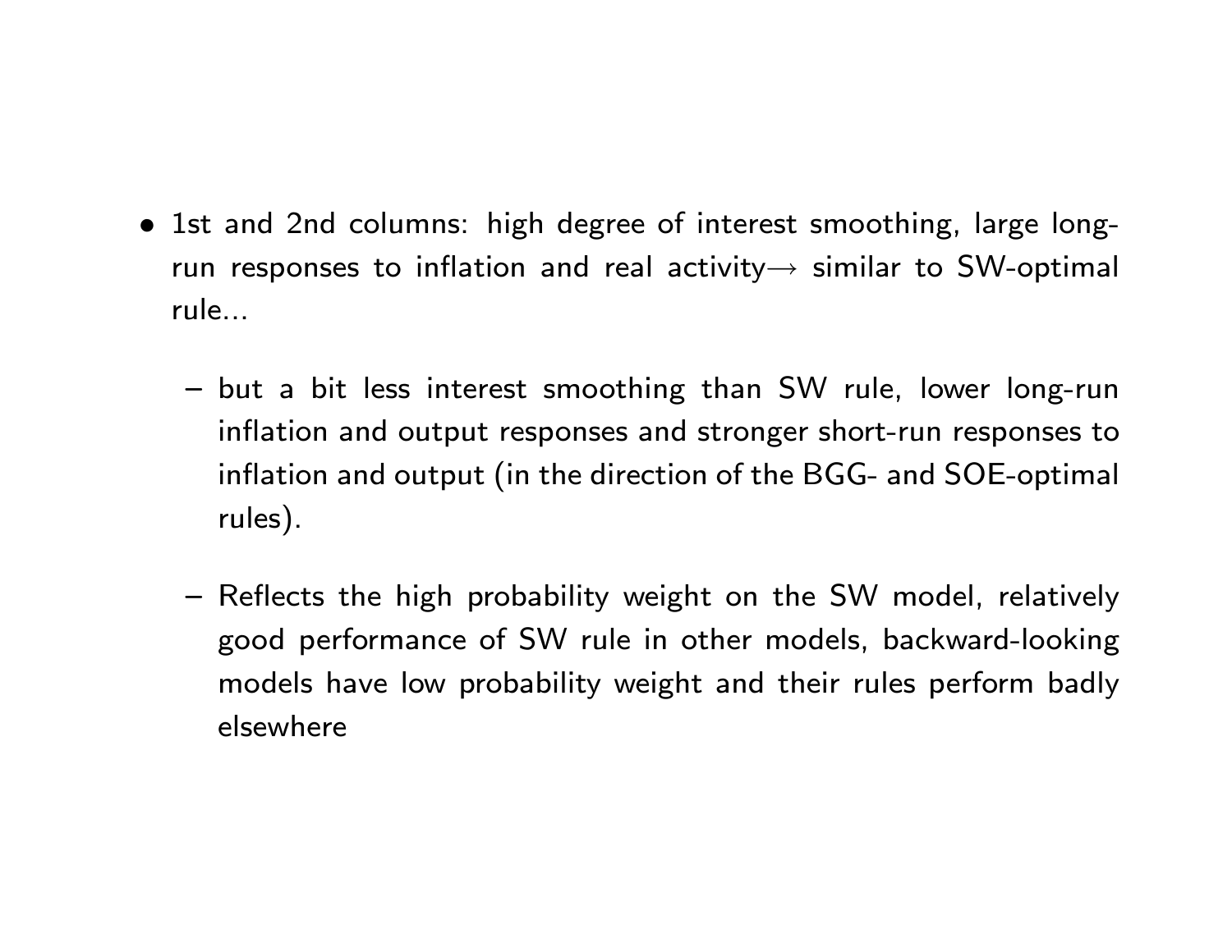- 1st and 2nd columns: high degree of interest smoothing, large long-run responses to inflation and real activity$\rightarrow$ similar to SW-optimal rule...
  - but a bit less interest smoothing than SW rule, lower long-run inflation and output responses and stronger short-run responses to inflation and output (in the direction of the BGG- and SOE-optimal rules).
  - Reflects the high probability weight on the SW model, relatively good performance of SW rule in other models, backward-looking models have low probability weight and their rules perform badly elsewhere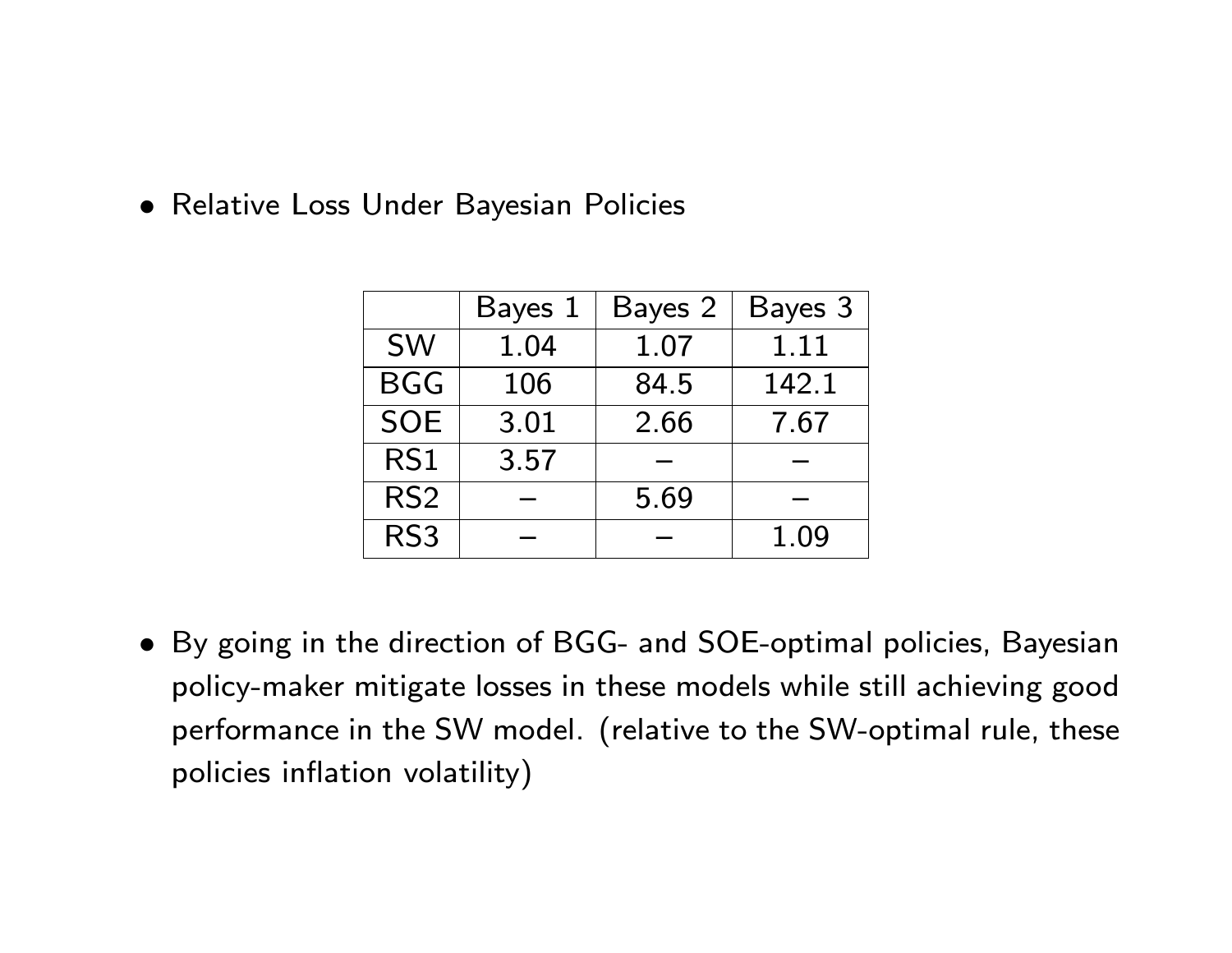- Relative Loss Under Bayesian Policies

| | Bayes 1 | Bayes 2 | Bayes 3 |
|---|---|---|---|
| SW | 1.04 | 1.07 | 1.11 |
| BGG | 106 | 84.5 | 142.1 |
| SOE | 3.01 | 2.66 | 7.67 |
| RS1 | 3.57 | – | – |
| RS2 | – | 5.69 | – |
| RS3 | – | – | 1.09 |

- By going in the direction of BGG- and SOE-optimal policies, Bayesian policy-maker mitigate losses in these models while still achieving good performance in the SW model. (relative to the SW-optimal rule, these policies inflation volatility)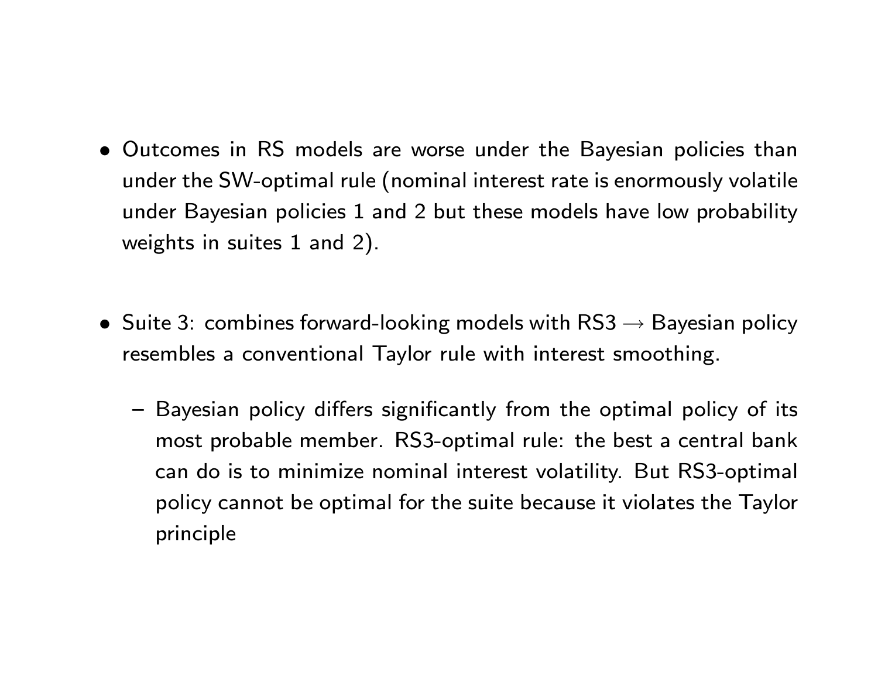- Outcomes in RS models are worse under the Bayesian policies than under the SW-optimal rule (nominal interest rate is enormously volatile under Bayesian policies 1 and 2 but these models have low probability weights in suites 1 and 2).

- Suite 3: combines forward-looking models with RS3 $\rightarrow$ Bayesian policy resembles a conventional Taylor rule with interest smoothing.

  - Bayesian policy differs significantly from the optimal policy of its most probable member. RS3-optimal rule: the best a central bank can do is to minimize nominal interest volatility. But RS3-optimal policy cannot be optimal for the suite because it violates the Taylor principle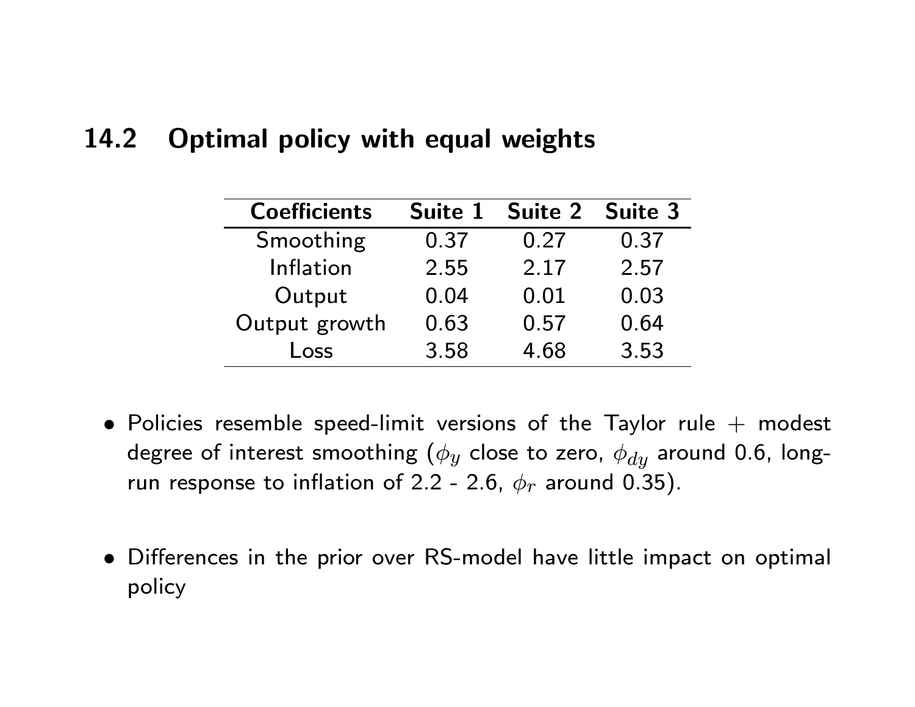## 14.2 Optimal policy with equal weights

| Coefficients | Suite 1 | Suite 2 | Suite 3 |
|---|---|---|---|
| Smoothing | 0.37 | 0.27 | 0.37 |
| Inflation | 2.55 | 2.17 | 2.57 |
| Output | 0.04 | 0.01 | 0.03 |
| Output growth | 0.63 | 0.57 | 0.64 |
| Loss | 3.58 | 4.68 | 3.53 |

- Policies resemble speed-limit versions of the Taylor rule + modest degree of interest smoothing ($\phi_y$ close to zero, $\phi_{dy}$ around 0.6, long-run response to inflation of 2.2 - 2.6, $\phi_r$ around 0.35).

- Differences in the prior over RS-model have little impact on optimal policy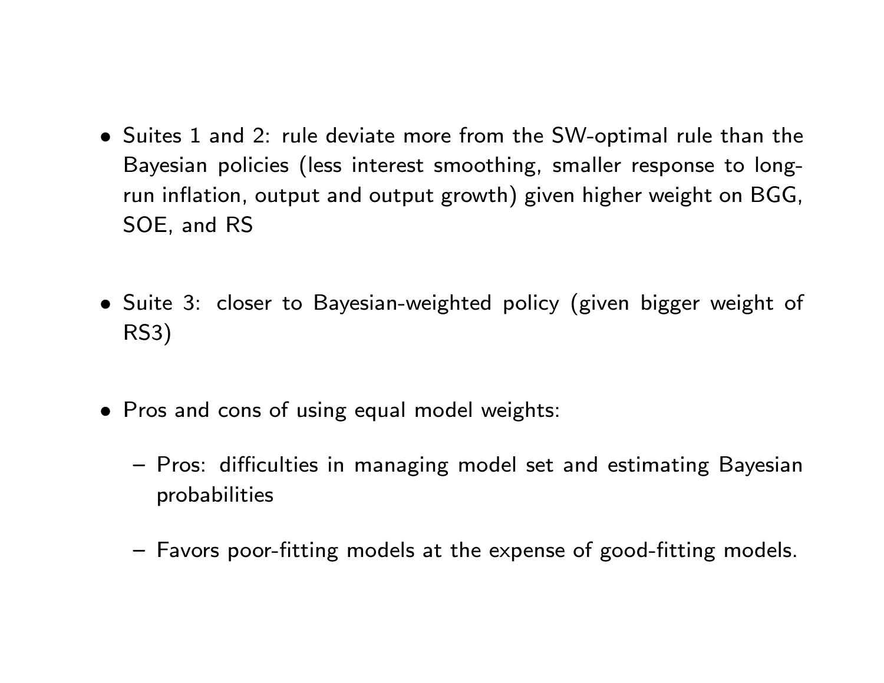- Suites 1 and 2: rule deviate more from the SW-optimal rule than the Bayesian policies (less interest smoothing, smaller response to long-run inflation, output and output growth) given higher weight on BGG, SOE, and RS

- Suite 3: closer to Bayesian-weighted policy (given bigger weight of RS3)

- Pros and cons of using equal model weights:

  – Pros: difficulties in managing model set and estimating Bayesian probabilities

  – Favors poor-fitting models at the expense of good-fitting models.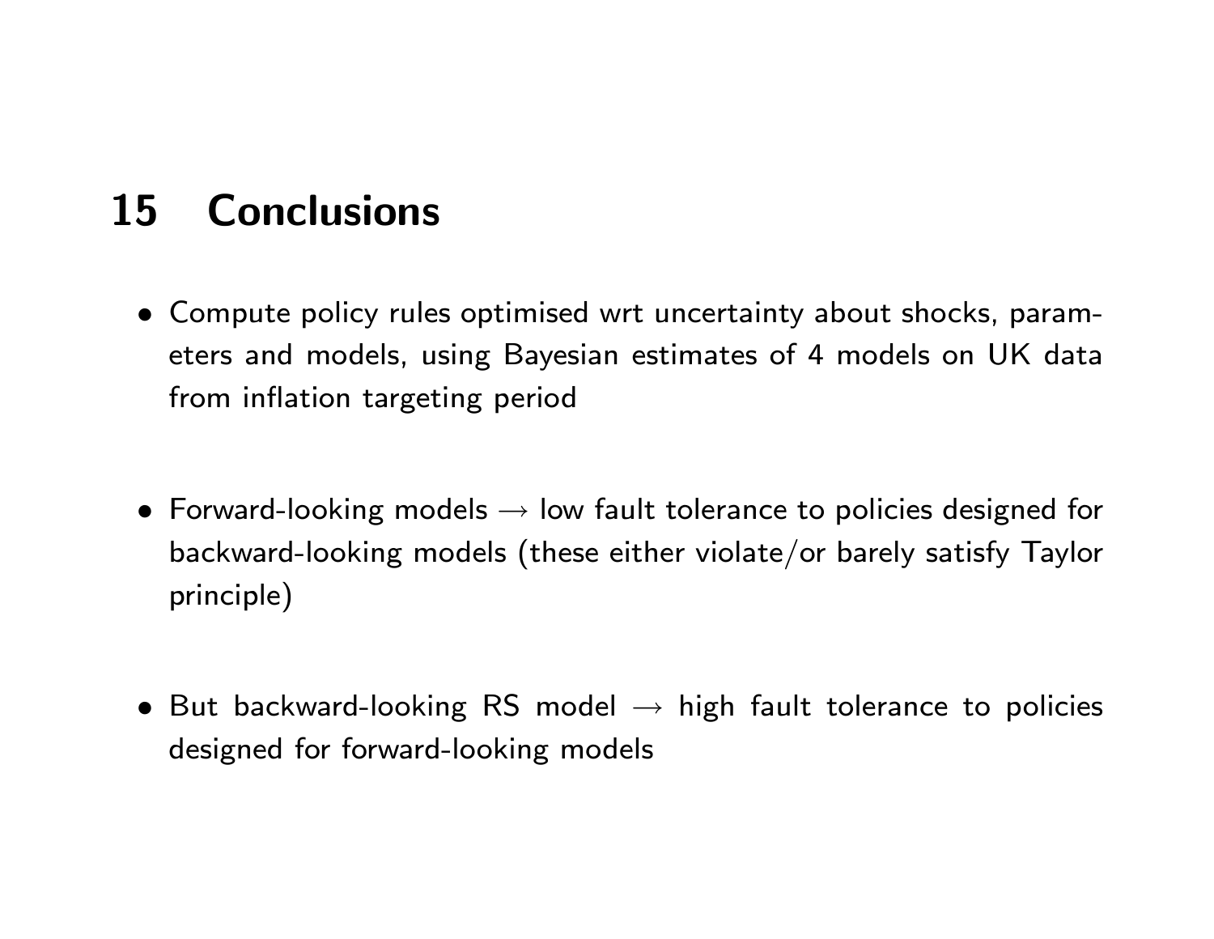## 15 Conclusions

- Compute policy rules optimised wrt uncertainty about shocks, parameters and models, using Bayesian estimates of 4 models on UK data from inflation targeting period

- Forward-looking models $\rightarrow$ low fault tolerance to policies designed for backward-looking models (these either violate/or barely satisfy Taylor principle)

- But backward-looking RS model $\rightarrow$ high fault tolerance to policies designed for forward-looking models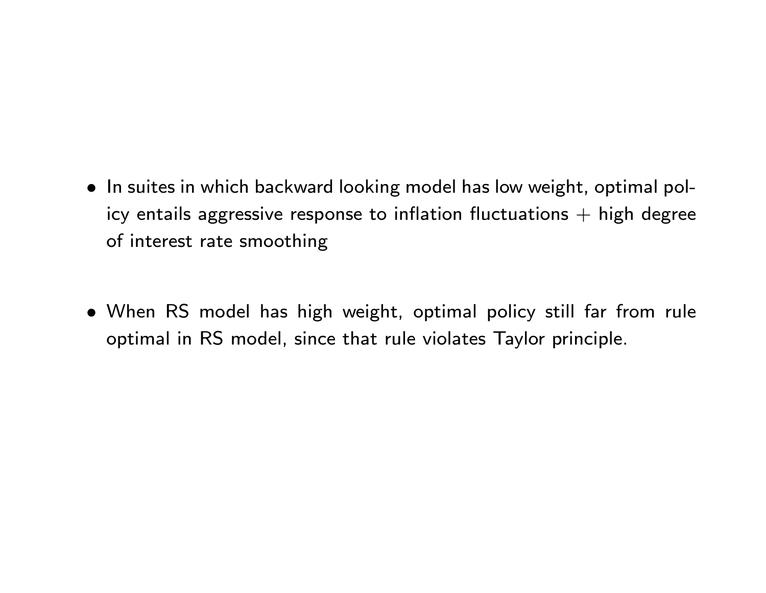- In suites in which backward looking model has low weight, optimal policy entails aggressive response to inflation fluctuations + high degree of interest rate smoothing

- When RS model has high weight, optimal policy still far from rule optimal in RS model, since that rule violates Taylor principle.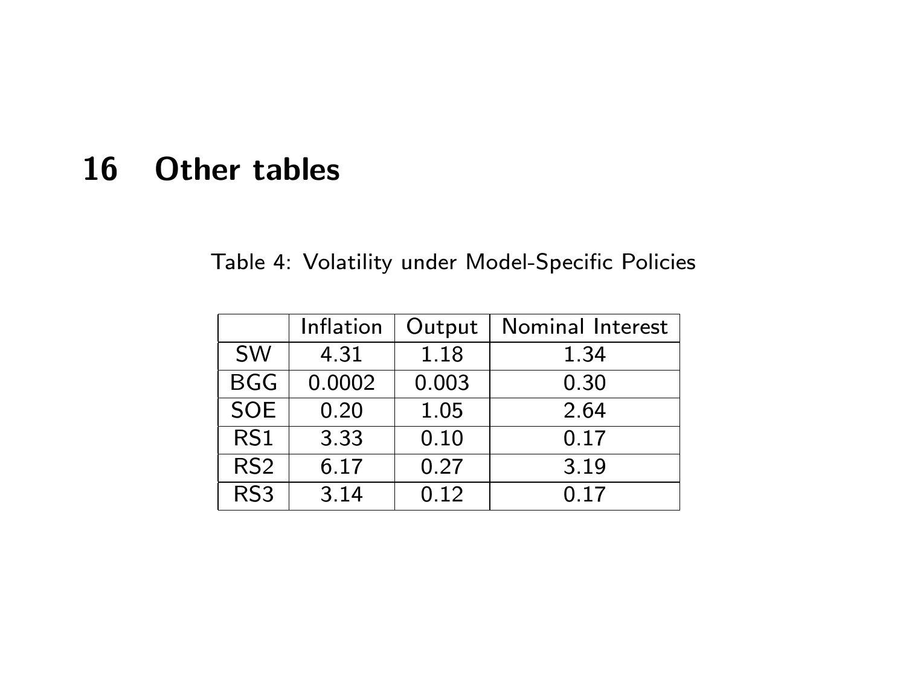# 16 Other tables

Table 4: Volatility under Model-Specific Policies

| | Inflation | Output | Nominal Interest |
|---|---|---|---|
| SW | 4.31 | 1.18 | 1.34 |
| BGG | 0.0002 | 0.003 | 0.30 |
| SOE | 0.20 | 1.05 | 2.64 |
| RS1 | 3.33 | 0.10 | 0.17 |
| RS2 | 6.17 | 0.27 | 3.19 |
| RS3 | 3.14 | 0.12 | 0.17 |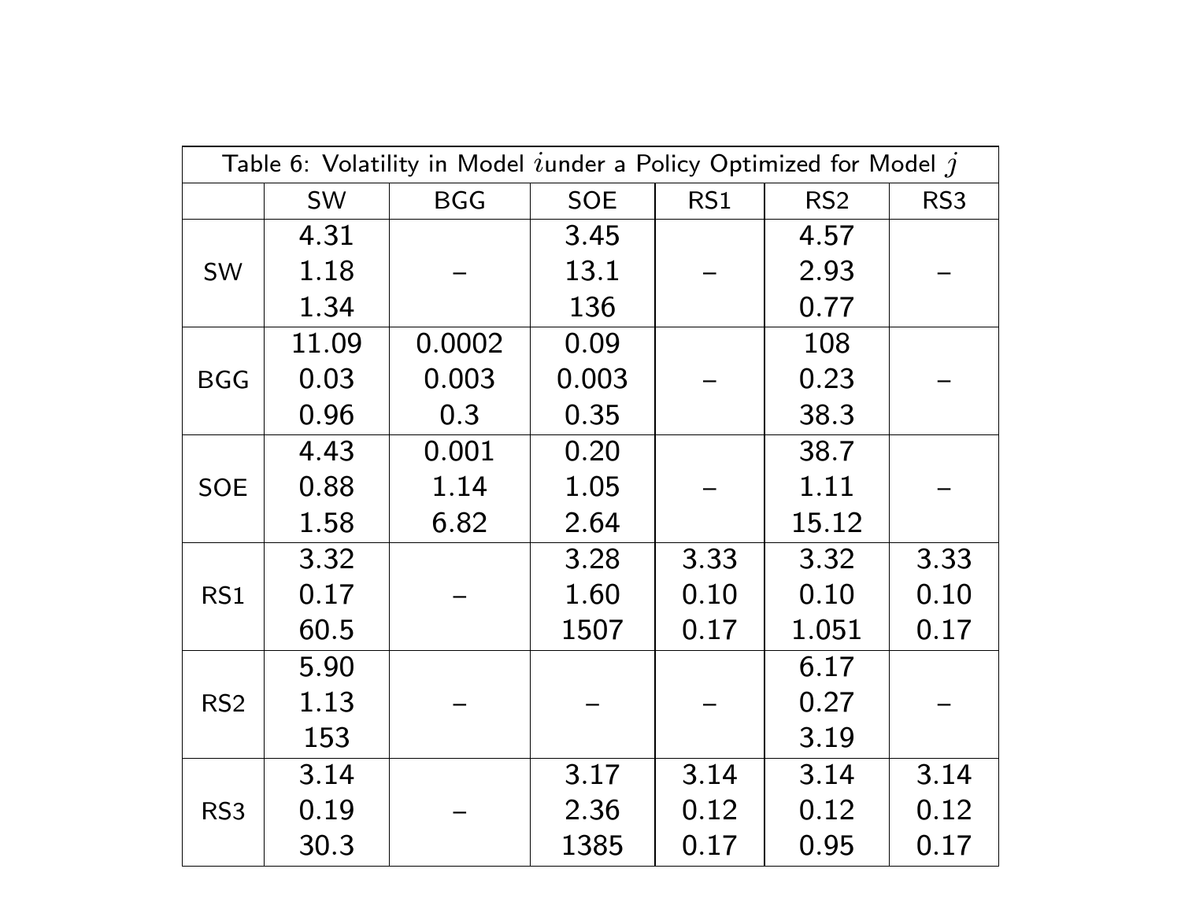| Table 6: Volatility in Model $i$ under a Policy Optimized for Model $j$ | | | | | | |
|---|---|---|---|---|---|---|
| | SW | BGG | SOE | RS1 | RS2 | RS3 |
| SW | 4.31<br>1.18<br>1.34 | – | 3.45<br>13.1<br>136 | – | 4.57<br>2.93<br>0.77 | – |
| BGG | 11.09<br>0.03<br>0.96 | 0.0002<br>0.003<br>0.3 | 0.09<br>0.003<br>0.35 | – | 108<br>0.23<br>38.3 | – |
| SOE | 4.43<br>0.88<br>1.58 | 0.001<br>1.14<br>6.82 | 0.20<br>1.05<br>2.64 | – | 38.7<br>1.11<br>15.12 | – |
| RS1 | 3.32<br>0.17<br>60.5 | – | 3.28<br>1.60<br>1507 | 3.33<br>0.10<br>0.17 | 3.32<br>0.10<br>1.051 | 3.33<br>0.10<br>0.17 |
| RS2 | 5.90<br>1.13<br>153 | – | – | – | 6.17<br>0.27<br>3.19 | – |
| RS3 | 3.14<br>0.19<br>30.3 | – | 3.17<br>2.36<br>1385 | 3.14<br>0.12<br>0.17 | 3.14<br>0.12<br>0.95 | 3.14<br>0.12<br>0.17 |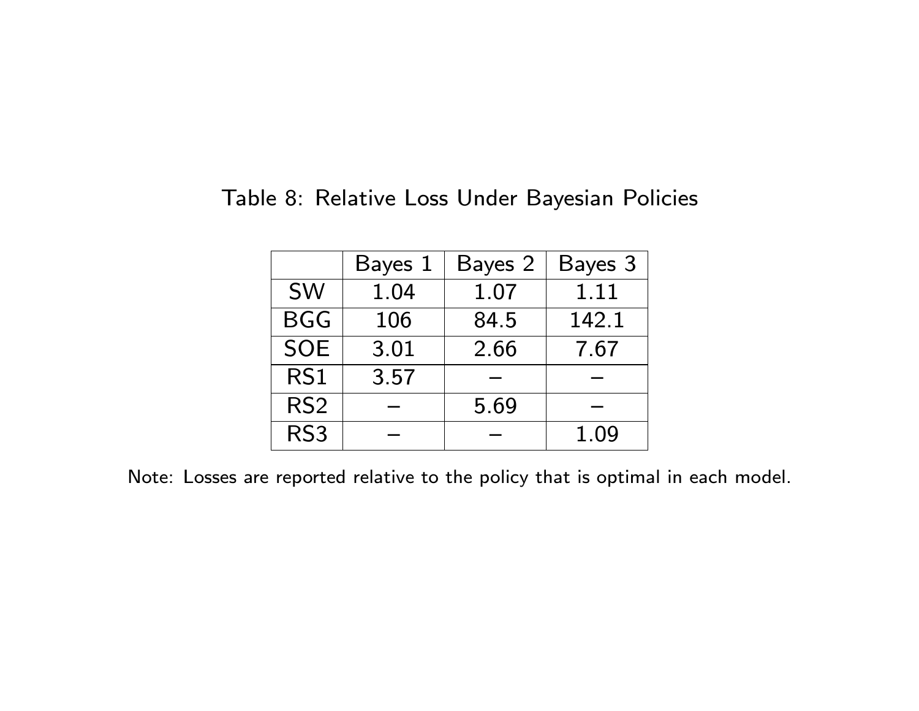Table 8: Relative Loss Under Bayesian Policies

| | Bayes 1 | Bayes 2 | Bayes 3 |
|---|---|---|---|
| SW | 1.04 | 1.07 | 1.11 |
| BGG | 106 | 84.5 | 142.1 |
| SOE | 3.01 | 2.66 | 7.67 |
| RS1 | 3.57 | – | – |
| RS2 | – | 5.69 | – |
| RS3 | – | – | 1.09 |

Note: Losses are reported relative to the policy that is optimal in each model.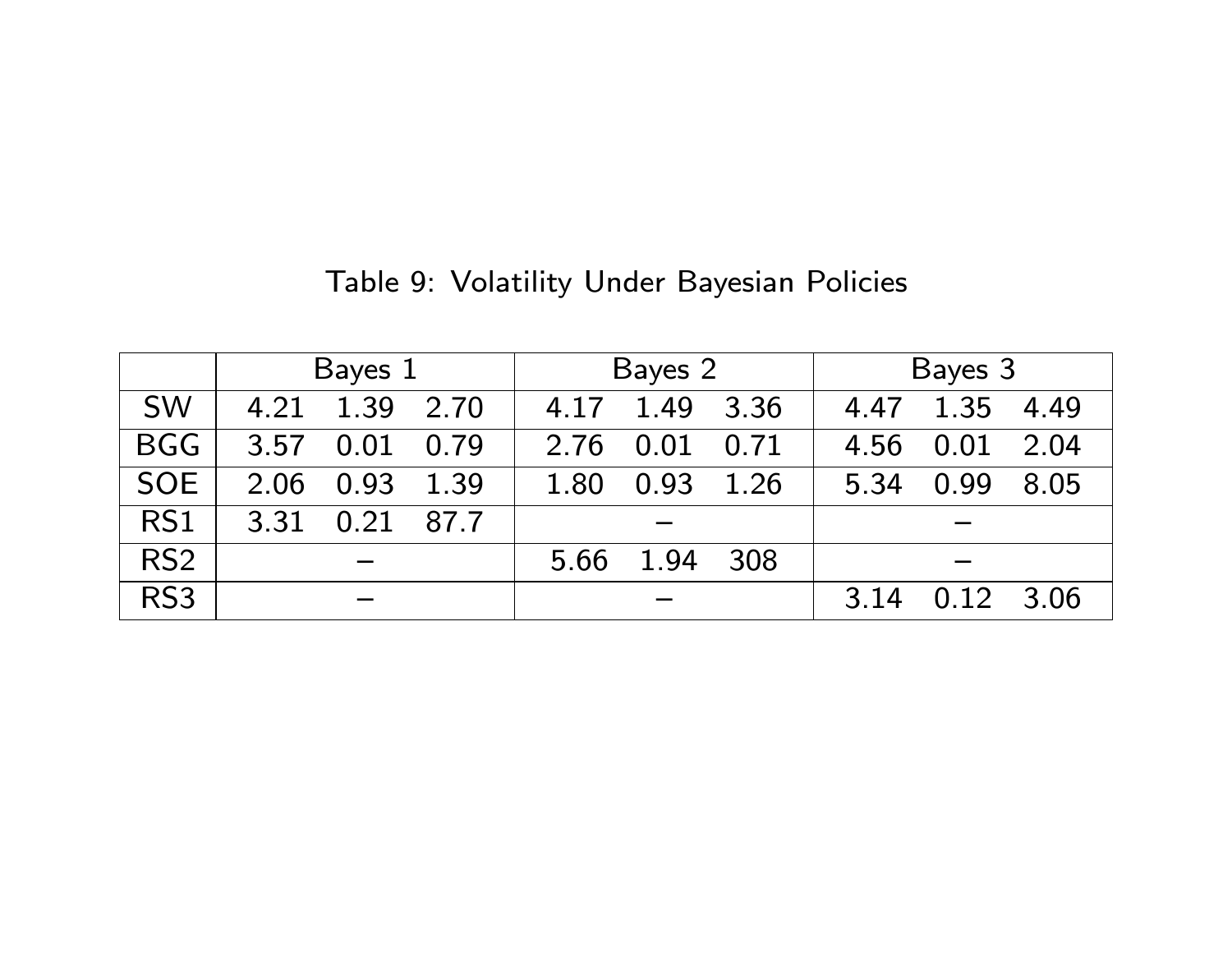Table 9: Volatility Under Bayesian Policies

| | Bayes 1 | | | Bayes 2 | | | Bayes 3 | | |
|---|---|---|---|---|---|---|---|---|---|
| SW | 4.21 | 1.39 | 2.70 | 4.17 | 1.49 | 3.36 | 4.47 | 1.35 | 4.49 |
| BGG | 3.57 | 0.01 | 0.79 | 2.76 | 0.01 | 0.71 | 4.56 | 0.01 | 2.04 |
| SOE | 2.06 | 0.93 | 1.39 | 1.80 | 0.93 | 1.26 | 5.34 | 0.99 | 8.05 |
| RS1 | 3.31 | 0.21 | 87.7 | – | | | – | | |
| RS2 | – | | | 5.66 | 1.94 | 308 | – | | |
| RS3 | – | | | – | | | 3.14 | 0.12 | 3.06 |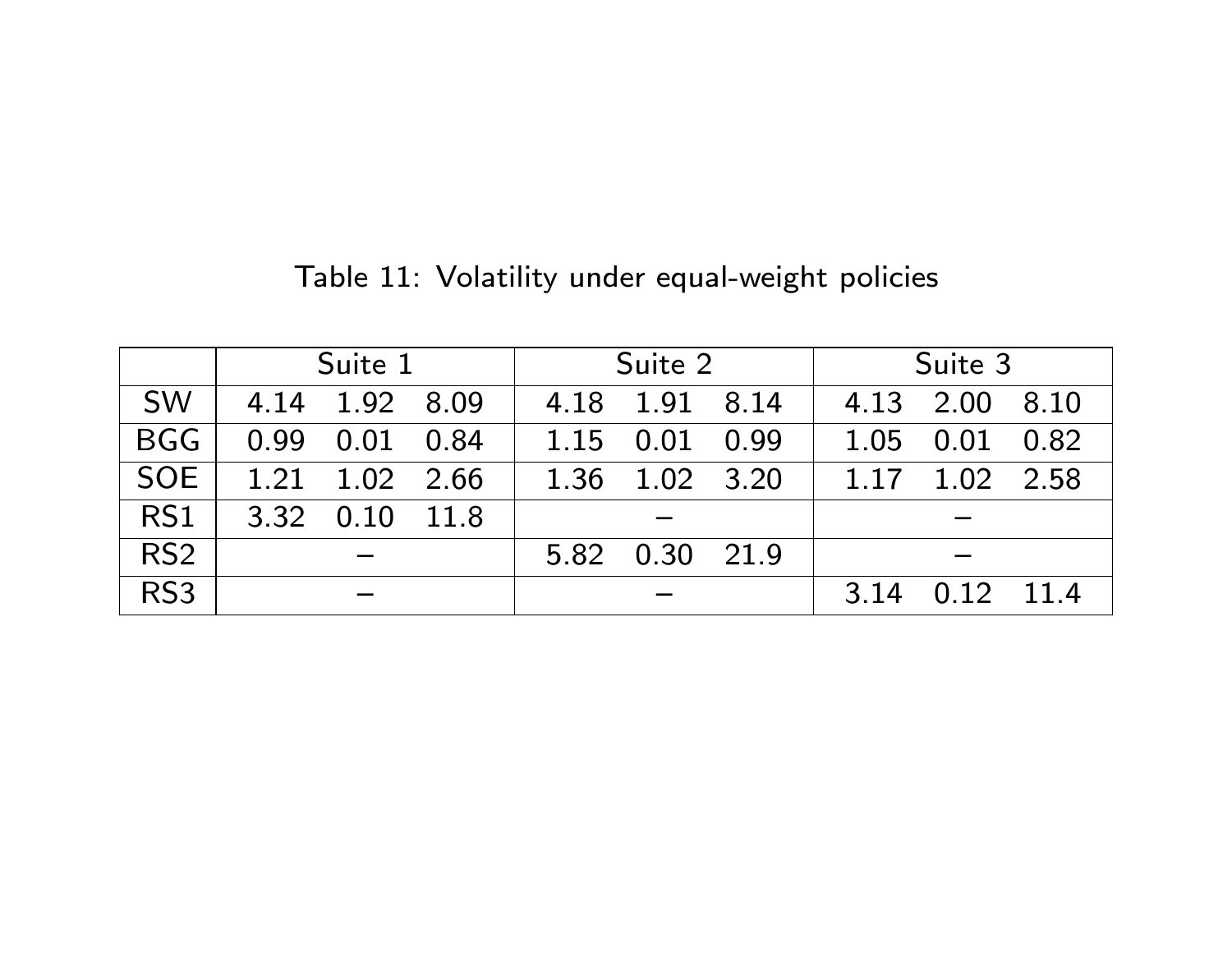Table 11: Volatility under equal-weight policies

| | Suite 1 | | | Suite 2 | | | Suite 3 | | |
|---|---|---|---|---|---|---|---|---|---|
| SW | 4.14 | 1.92 | 8.09 | 4.18 | 1.91 | 8.14 | 4.13 | 2.00 | 8.10 |
| BGG | 0.99 | 0.01 | 0.84 | 1.15 | 0.01 | 0.99 | 1.05 | 0.01 | 0.82 |
| SOE | 1.21 | 1.02 | 2.66 | 1.36 | 1.02 | 3.20 | 1.17 | 1.02 | 2.58 |
| RS1 | 3.32 | 0.10 | 11.8 | | – | | | – | |
| RS2 | | – | | 5.82 | 0.30 | 21.9 | | – | |
| RS3 | | – | | | – | | 3.14 | 0.12 | 11.4 |